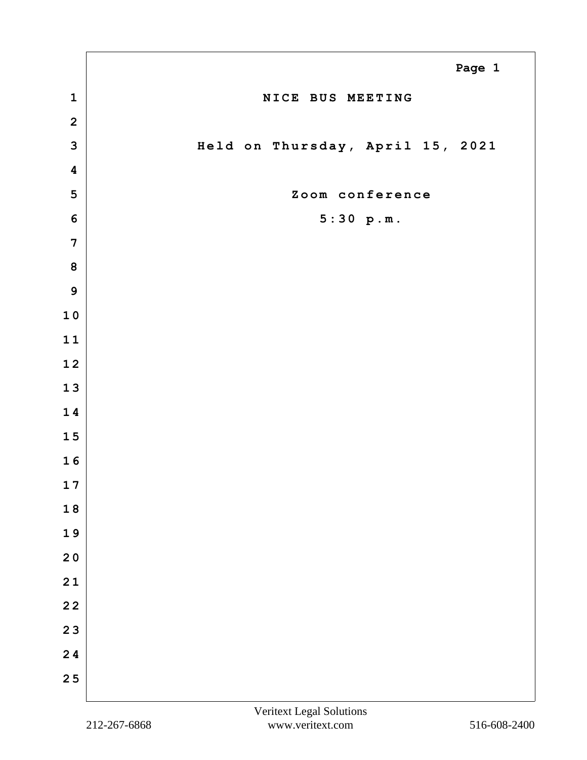NICE BUS MEETING

Held on Thursday, April 15, 2021

Zoom conference

5:30 p.m.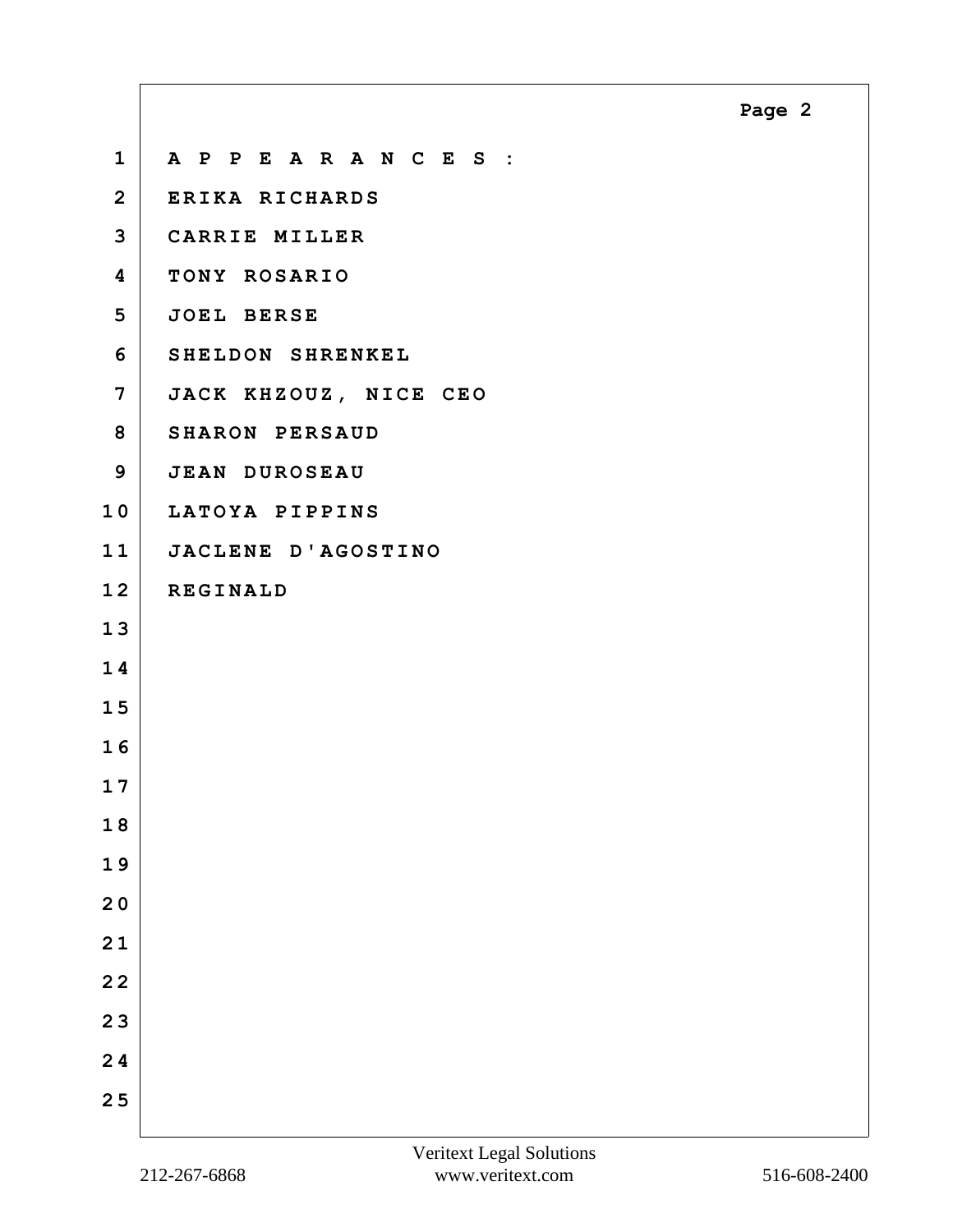A P P E A R A N C E S :

ERIKA RICHARDS

CARRIE MILLER

TONY ROSARIO

JOEL BERSE

SHELDON SHRENKEL

JACK KHZOUZ, NICE CEO

SHARON PERSAUD

JEAN DUROSEAU

LATOYA PIPPINS

JACLENE D'AGOSTINO

REGINALD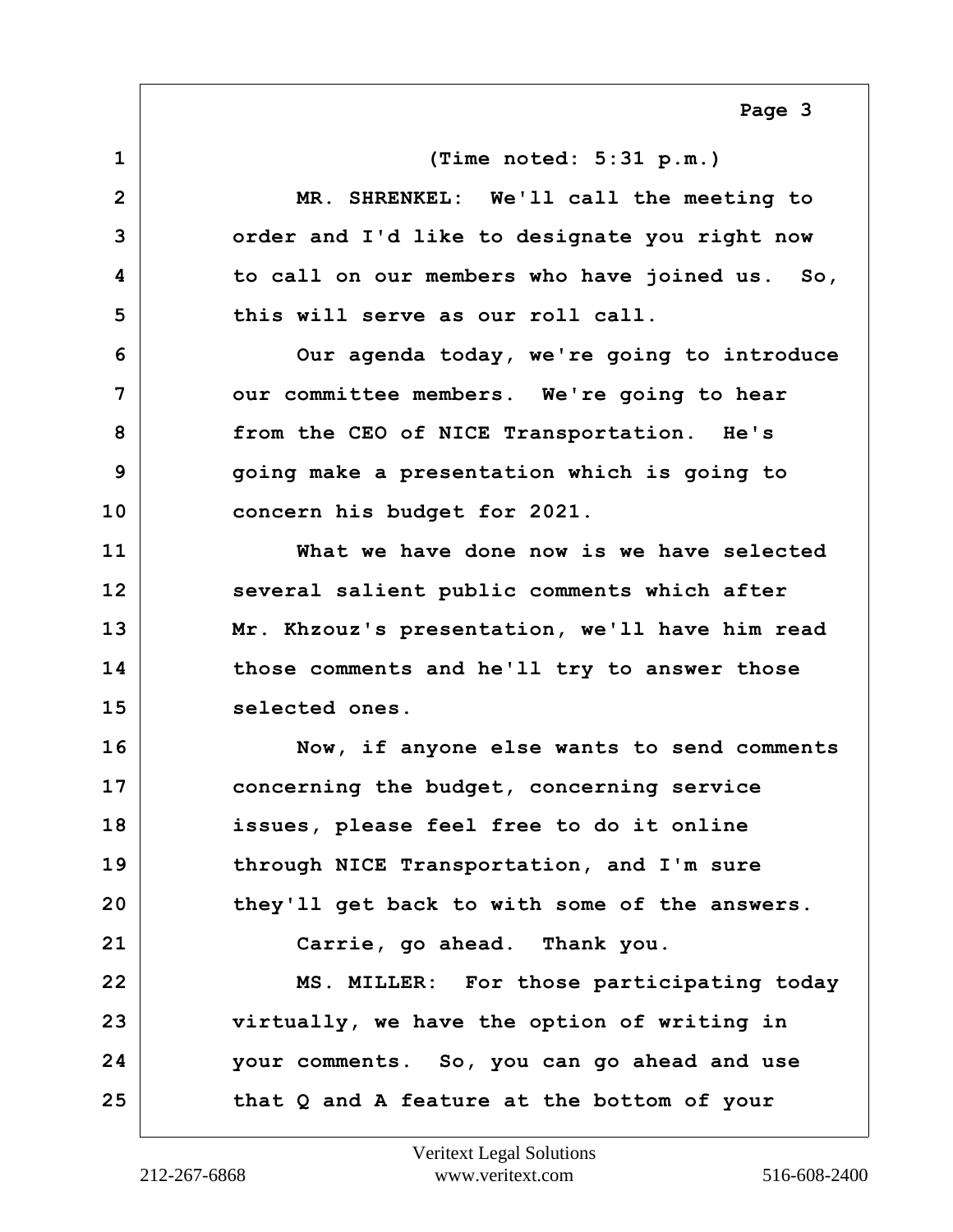(Time noted: 5:31 p.m.)

MR. SHRENKEL: We'll call the meeting to order and I'd like to designate you right now to call on our members who have joined us. So, this will serve as our roll call.

Our agenda today, we're going to introduce our committee members. We're going to hear from the CEO of NICE Transportation. He's going make a presentation which is going to concern his budget for 2021.

What we have done now is we have selected several salient public comments which after Mr. Khzouz's presentation, we'll have him read those comments and he'll try to answer those selected ones.

Now, if anyone else wants to send comments concerning the budget, concerning service issues, please feel free to do it online through NICE Transportation, and I'm sure they'll get back to with some of the answers.

Carrie, go ahead. Thank you.

MS. MILLER: For those participating today virtually, we have the option of writing in your comments. So, you can go ahead and use that Q and A feature at the bottom of your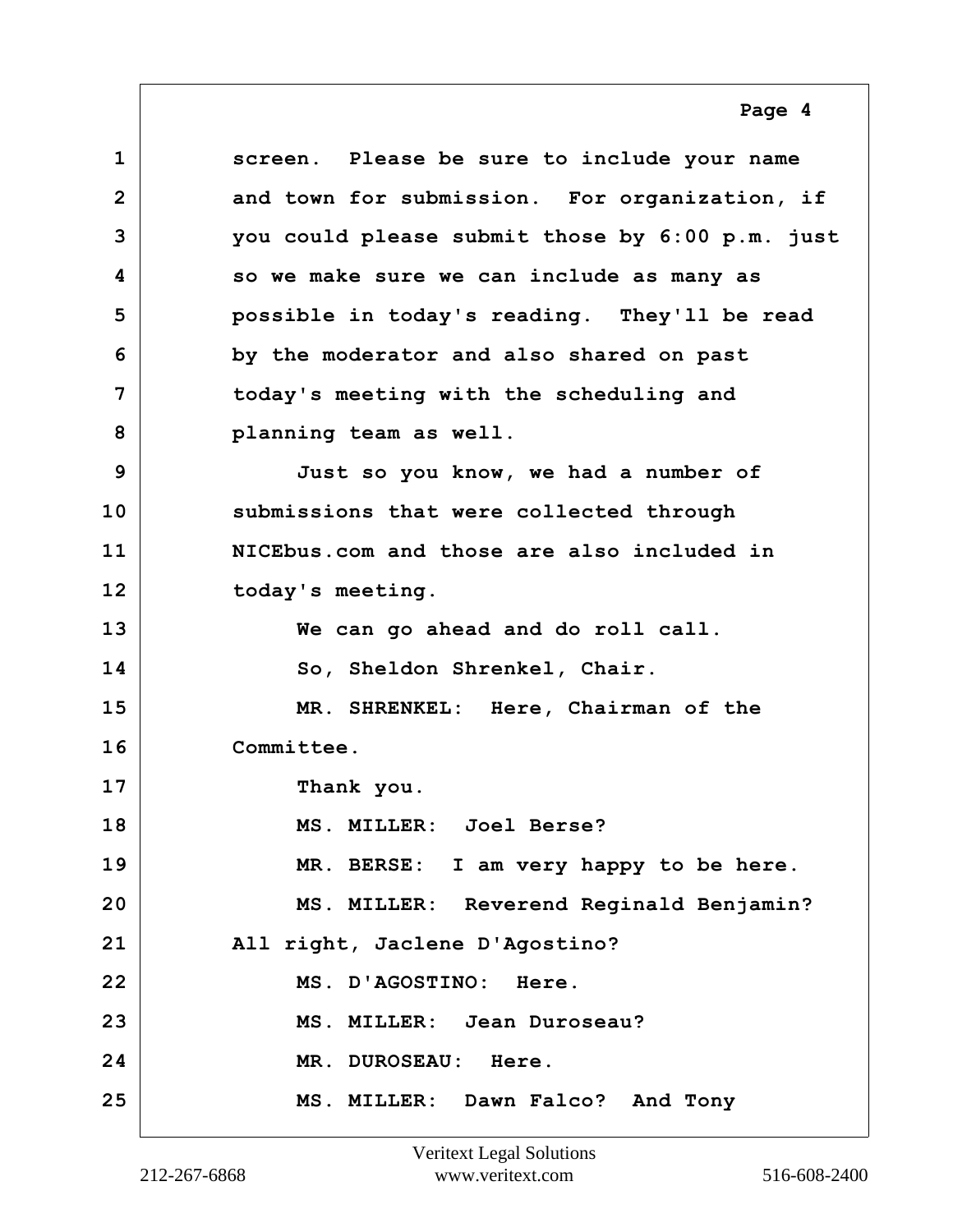screen. Please be sure to include your name and town for submission. For organization, if you could please submit those by 6:00 p.m. just so we make sure we can include as many as possible in today's reading. They'll be read by the moderator and also shared on past today's meeting with the scheduling and planning team as well.

Just so you know, we had a number of submissions that were collected through NICEbus.com and those are also included in today's meeting.

We can go ahead and do roll call.

So, Sheldon Shrenkel, Chair.

MR. SHRENKEL: Here, Chairman of the Committee.

Thank you.

MS. MILLER: Joel Berse?

MR. BERSE: I am very happy to be here.

MS. MILLER: Reverend Reginald Benjamin? All right, Jaclene D'Agostino?

MS. D'AGOSTINO: Here.

MS. MILLER: Jean Duroseau?

MR. DUROSEAU: Here.

MS. MILLER: Dawn Falco? And Tony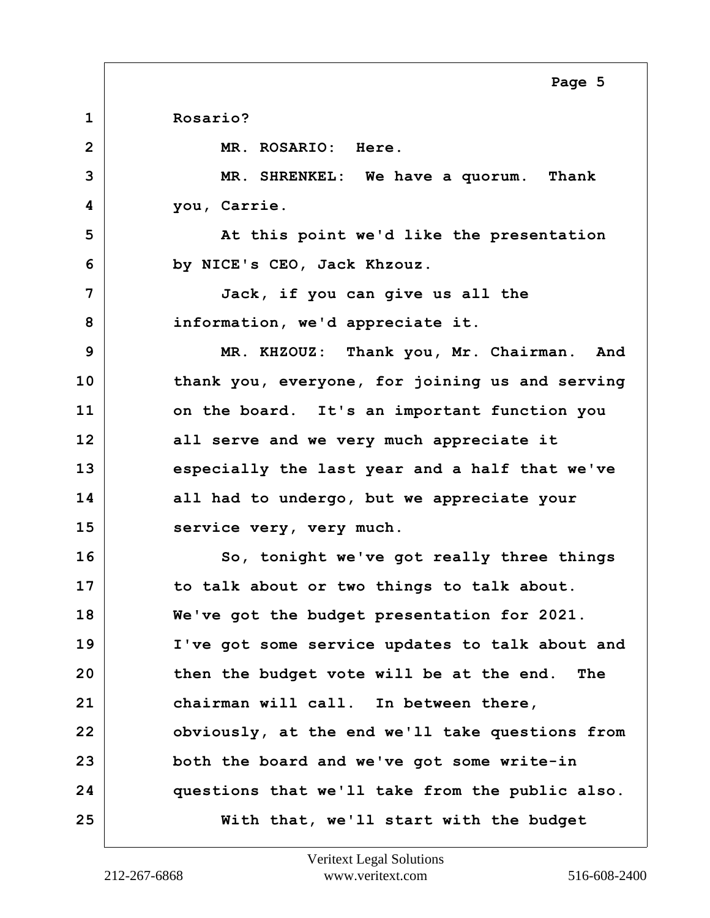Rosario?

MR. ROSARIO: Here.

MR. SHRENKEL: We have a quorum. Thank you, Carrie.

At this point we'd like the presentation by NICE's CEO, Jack Khzouz.

Jack, if you can give us all the information, we'd appreciate it.

MR. KHZOUZ: Thank you, Mr. Chairman. And thank you, everyone, for joining us and serving on the board. It's an important function you all serve and we very much appreciate it especially the last year and a half that we've all had to undergo, but we appreciate your service very, very much.

So, tonight we've got really three things to talk about or two things to talk about. We've got the budget presentation for 2021. I've got some service updates to talk about and then the budget vote will be at the end. The chairman will call. In between there, obviously, at the end we'll take questions from both the board and we've got some write-in questions that we'll take from the public also.

With that, we'll start with the budget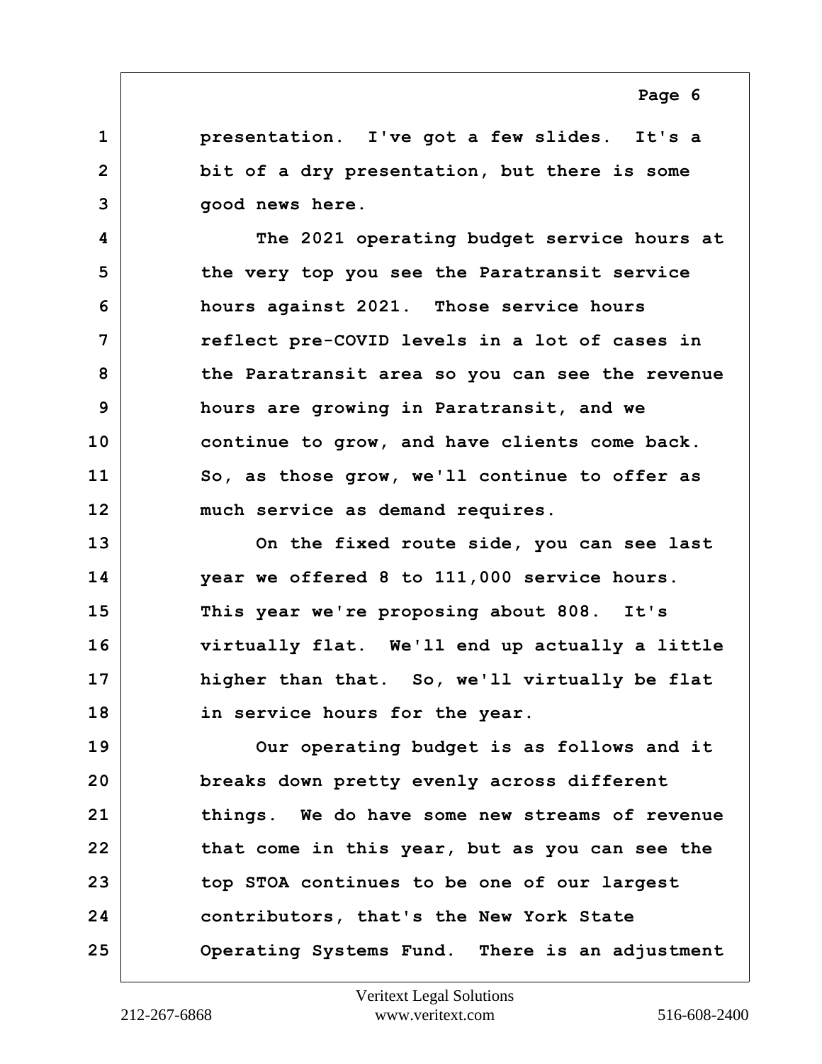presentation. I've got a few slides. It's a bit of a dry presentation, but there is some good news here.

The 2021 operating budget service hours at the very top you see the Paratransit service hours against 2021. Those service hours reflect pre-COVID levels in a lot of cases in the Paratransit area so you can see the revenue hours are growing in Paratransit, and we continue to grow, and have clients come back. So, as those grow, we'll continue to offer as much service as demand requires.

On the fixed route side, you can see last year we offered 8 to 111,000 service hours. This year we're proposing about 808. It's virtually flat. We'll end up actually a little higher than that. So, we'll virtually be flat in service hours for the year.

Our operating budget is as follows and it breaks down pretty evenly across different things. We do have some new streams of revenue that come in this year, but as you can see the top STOA continues to be one of our largest contributors, that's the New York State Operating Systems Fund. There is an adjustment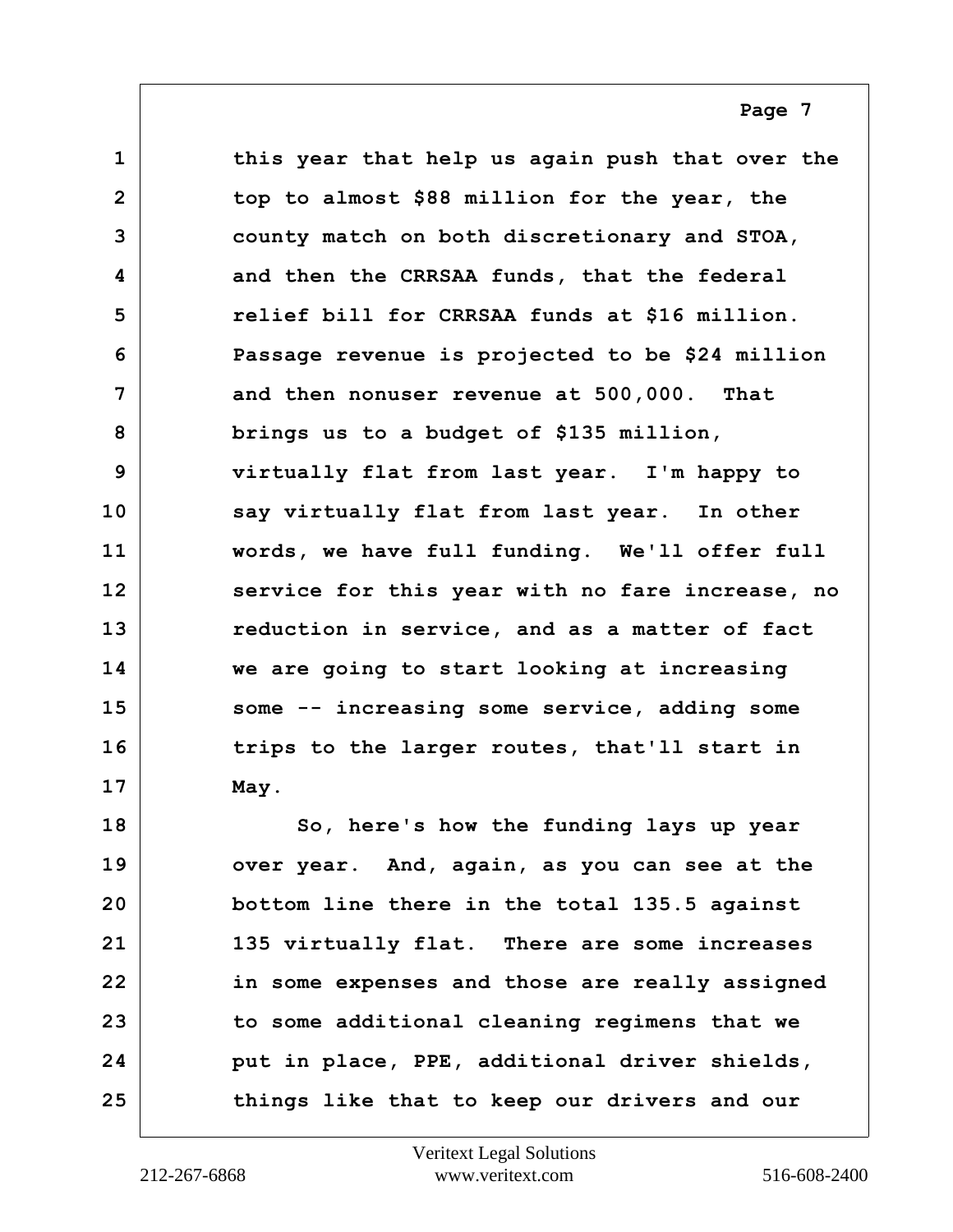this year that help us again push that over the top to almost $88 million for the year, the county match on both discretionary and STOA, and then the CRRSAA funds, that the federal relief bill for CRRSAA funds at $16 million. Passage revenue is projected to be $24 million and then nonuser revenue at 500,000. That brings us to a budget of $135 million, virtually flat from last year. I'm happy to say virtually flat from last year. In other words, we have full funding. We'll offer full service for this year with no fare increase, no reduction in service, and as a matter of fact we are going to start looking at increasing some -- increasing some service, adding some trips to the larger routes, that'll start in May.

So, here's how the funding lays up year over year. And, again, as you can see at the bottom line there in the total 135.5 against 135 virtually flat. There are some increases in some expenses and those are really assigned to some additional cleaning regimens that we put in place, PPE, additional driver shields, things like that to keep our drivers and our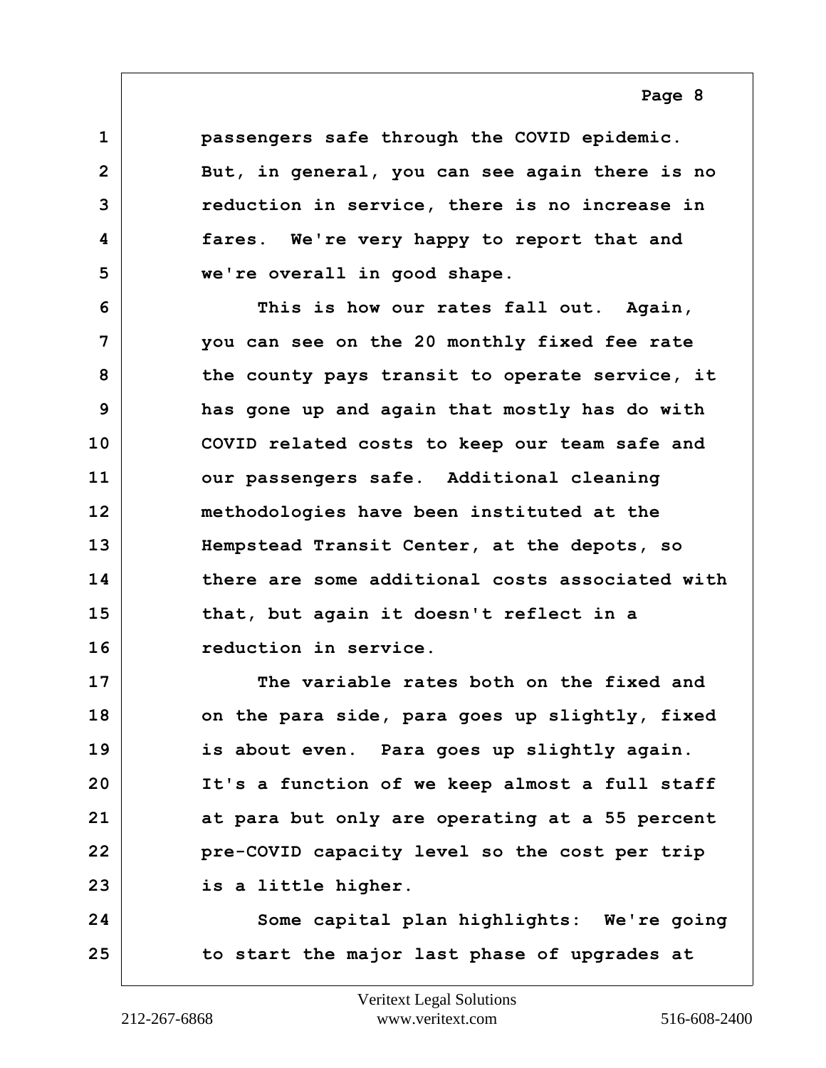passengers safe through the COVID epidemic. But, in general, you can see again there is no reduction in service, there is no increase in fares. We're very happy to report that and we're overall in good shape.

This is how our rates fall out. Again, you can see on the 20 monthly fixed fee rate the county pays transit to operate service, it has gone up and again that mostly has do with COVID related costs to keep our team safe and our passengers safe. Additional cleaning methodologies have been instituted at the Hempstead Transit Center, at the depots, so there are some additional costs associated with that, but again it doesn't reflect in a reduction in service.

The variable rates both on the fixed and on the para side, para goes up slightly, fixed is about even. Para goes up slightly again. It's a function of we keep almost a full staff at para but only are operating at a 55 percent pre-COVID capacity level so the cost per trip is a little higher.

Some capital plan highlights: We're going to start the major last phase of upgrades at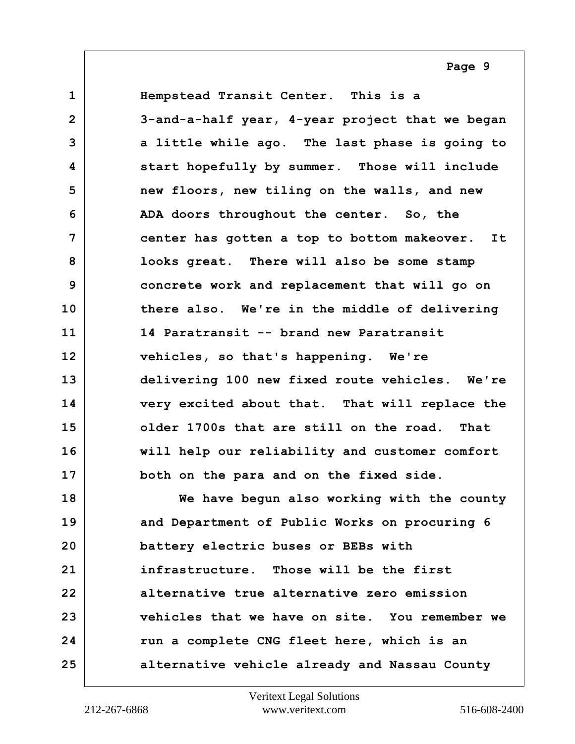Hempstead Transit Center. This is a 3-and-a-half year, 4-year project that we began a little while ago. The last phase is going to start hopefully by summer. Those will include new floors, new tiling on the walls, and new ADA doors throughout the center. So, the center has gotten a top to bottom makeover. It looks great. There will also be some stamp concrete work and replacement that will go on there also. We're in the middle of delivering 14 Paratransit -- brand new Paratransit vehicles, so that's happening. We're delivering 100 new fixed route vehicles. We're very excited about that. That will replace the older 1700s that are still on the road. That will help our reliability and customer comfort both on the para and on the fixed side.

We have begun also working with the county and Department of Public Works on procuring 6 battery electric buses or BEBs with infrastructure. Those will be the first alternative true alternative zero emission vehicles that we have on site. You remember we run a complete CNG fleet here, which is an alternative vehicle already and Nassau County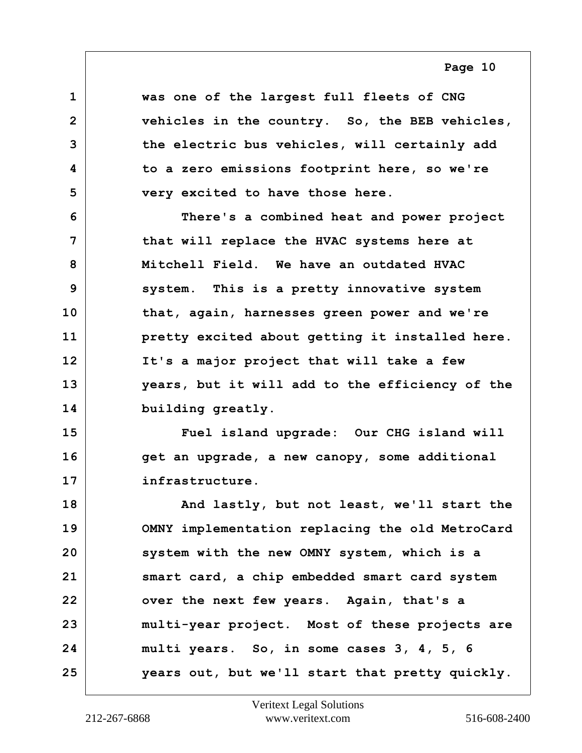was one of the largest full fleets of CNG vehicles in the country. So, the BEB vehicles, the electric bus vehicles, will certainly add to a zero emissions footprint here, so we're very excited to have those here.

There's a combined heat and power project that will replace the HVAC systems here at Mitchell Field. We have an outdated HVAC system. This is a pretty innovative system that, again, harnesses green power and we're pretty excited about getting it installed here. It's a major project that will take a few years, but it will add to the efficiency of the building greatly.

Fuel island upgrade: Our CHG island will get an upgrade, a new canopy, some additional infrastructure.

And lastly, but not least, we'll start the OMNY implementation replacing the old MetroCard system with the new OMNY system, which is a smart card, a chip embedded smart card system over the next few years. Again, that's a multi-year project. Most of these projects are multi years. So, in some cases 3, 4, 5, 6 years out, but we'll start that pretty quickly.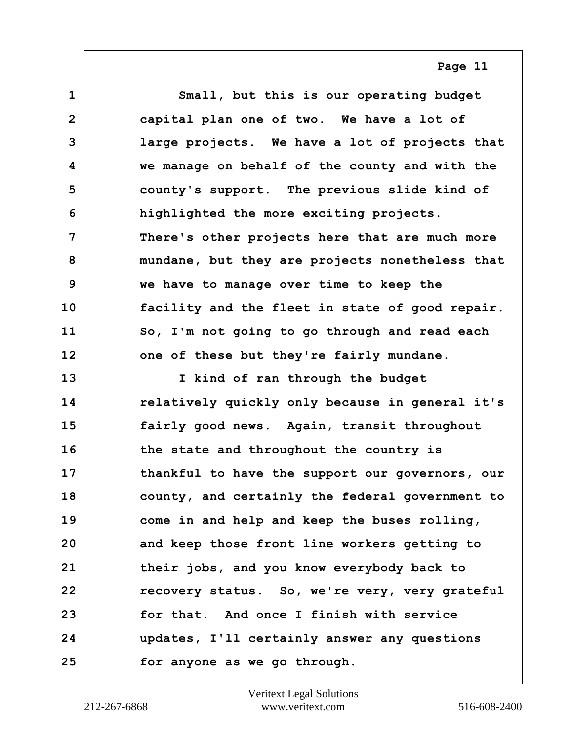Small, but this is our operating budget capital plan one of two. We have a lot of large projects. We have a lot of projects that we manage on behalf of the county and with the county's support. The previous slide kind of highlighted the more exciting projects. There's other projects here that are much more mundane, but they are projects nonetheless that we have to manage over time to keep the facility and the fleet in state of good repair. So, I'm not going to go through and read each one of these but they're fairly mundane.

I kind of ran through the budget relatively quickly only because in general it's fairly good news. Again, transit throughout the state and throughout the country is thankful to have the support our governors, our county, and certainly the federal government to come in and help and keep the buses rolling, and keep those front line workers getting to their jobs, and you know everybody back to recovery status. So, we're very, very grateful for that. And once I finish with service updates, I'll certainly answer any questions for anyone as we go through.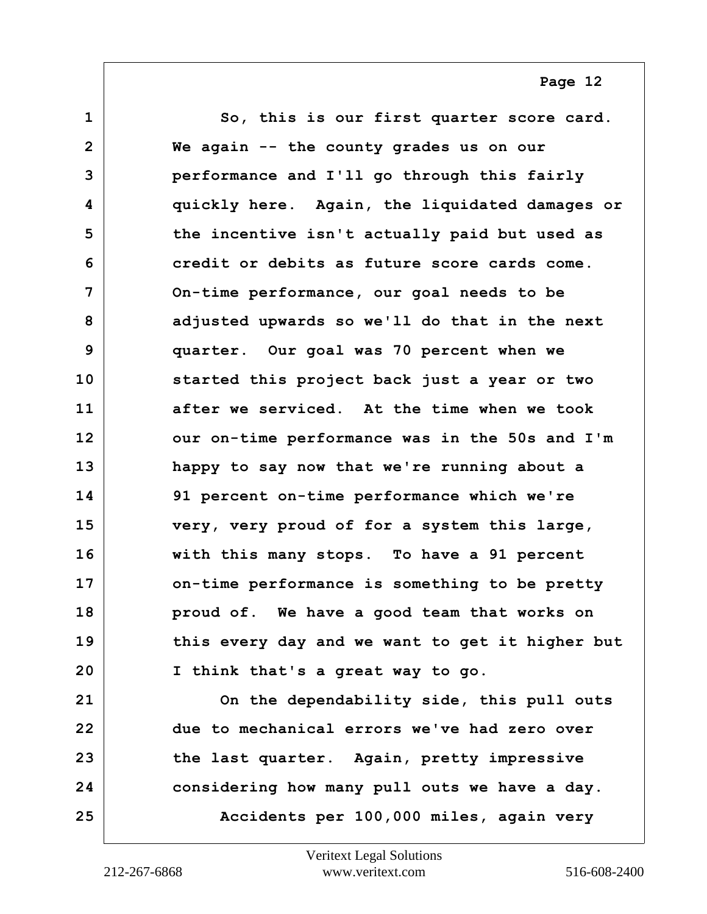So, this is our first quarter score card. We again -- the county grades us on our performance and I'll go through this fairly quickly here. Again, the liquidated damages or the incentive isn't actually paid but used as credit or debits as future score cards come. On-time performance, our goal needs to be adjusted upwards so we'll do that in the next quarter. Our goal was 70 percent when we started this project back just a year or two after we serviced. At the time when we took our on-time performance was in the 50s and I'm happy to say now that we're running about a 91 percent on-time performance which we're very, very proud of for a system this large, with this many stops. To have a 91 percent on-time performance is something to be pretty proud of. We have a good team that works on this every day and we want to get it higher but I think that's a great way to go.

On the dependability side, this pull outs due to mechanical errors we've had zero over the last quarter. Again, pretty impressive considering how many pull outs we have a day.

Accidents per 100,000 miles, again very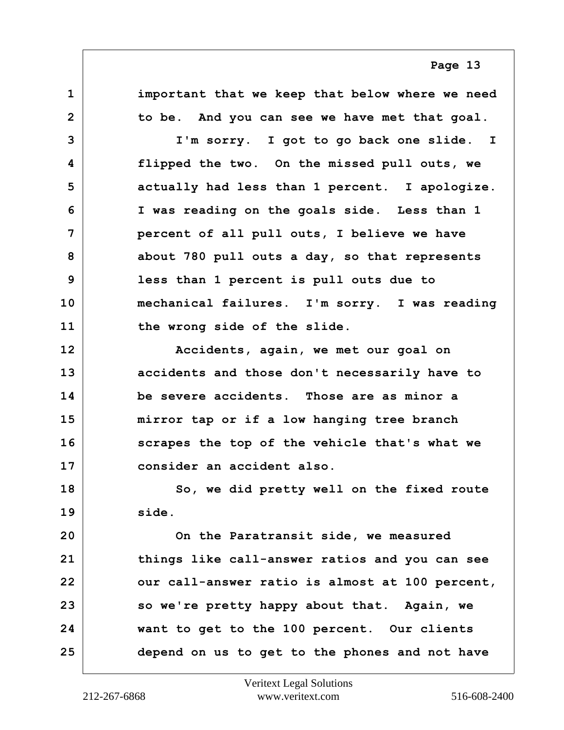important that we keep that below where we need to be. And you can see we have met that goal.

I'm sorry. I got to go back one slide. I flipped the two. On the missed pull outs, we actually had less than 1 percent. I apologize. I was reading on the goals side. Less than 1 percent of all pull outs, I believe we have about 780 pull outs a day, so that represents less than 1 percent is pull outs due to mechanical failures. I'm sorry. I was reading the wrong side of the slide.

Accidents, again, we met our goal on accidents and those don't necessarily have to be severe accidents. Those are as minor a mirror tap or if a low hanging tree branch scrapes the top of the vehicle that's what we consider an accident also.

So, we did pretty well on the fixed route side.

On the Paratransit side, we measured things like call-answer ratios and you can see our call-answer ratio is almost at 100 percent, so we're pretty happy about that. Again, we want to get to the 100 percent. Our clients depend on us to get to the phones and not have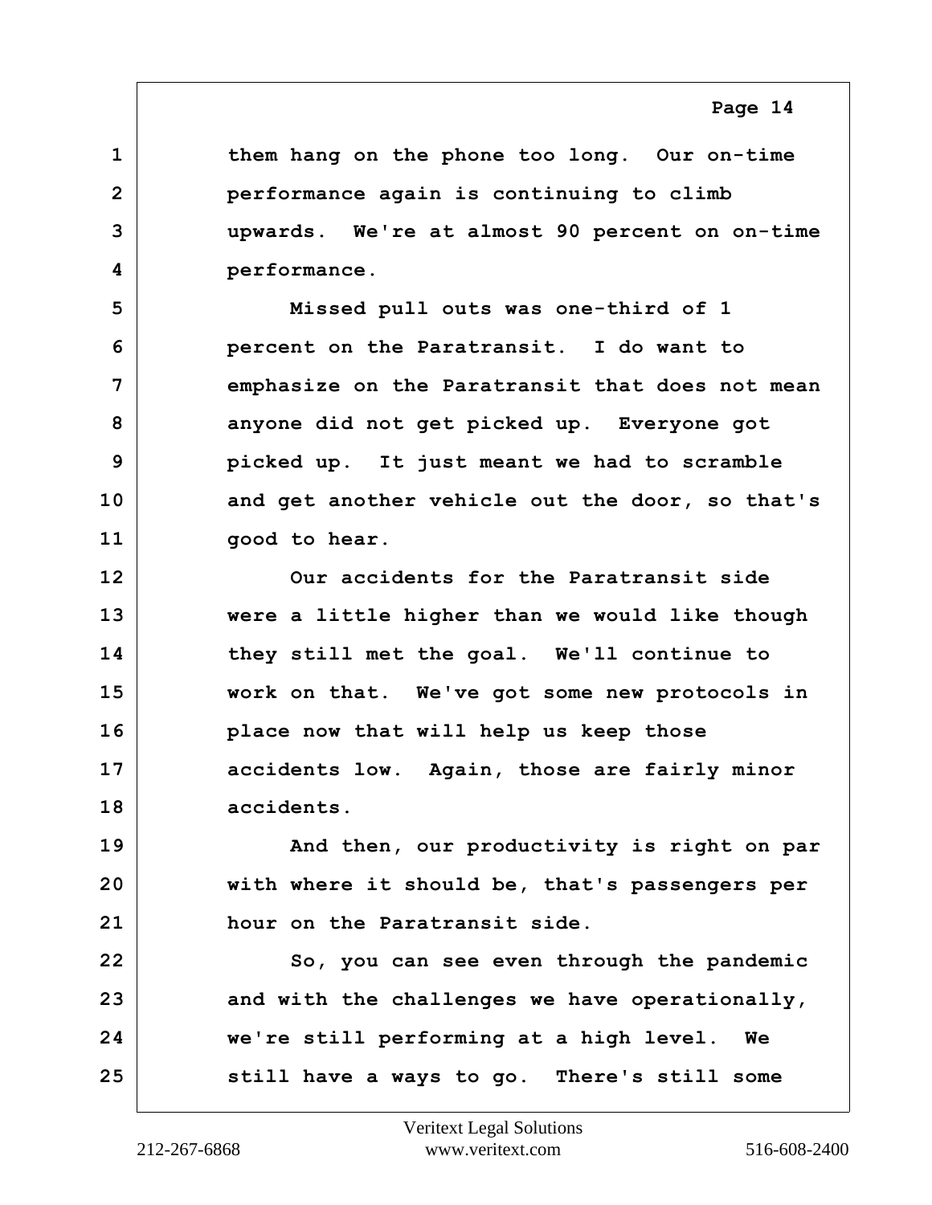them hang on the phone too long. Our on-time performance again is continuing to climb upwards. We're at almost 90 percent on on-time performance.

Missed pull outs was one-third of 1 percent on the Paratransit. I do want to emphasize on the Paratransit that does not mean anyone did not get picked up. Everyone got picked up. It just meant we had to scramble and get another vehicle out the door, so that's good to hear.

Our accidents for the Paratransit side were a little higher than we would like though they still met the goal. We'll continue to work on that. We've got some new protocols in place now that will help us keep those accidents low. Again, those are fairly minor accidents.

And then, our productivity is right on par with where it should be, that's passengers per hour on the Paratransit side.

So, you can see even through the pandemic and with the challenges we have operationally, we're still performing at a high level. We still have a ways to go. There's still some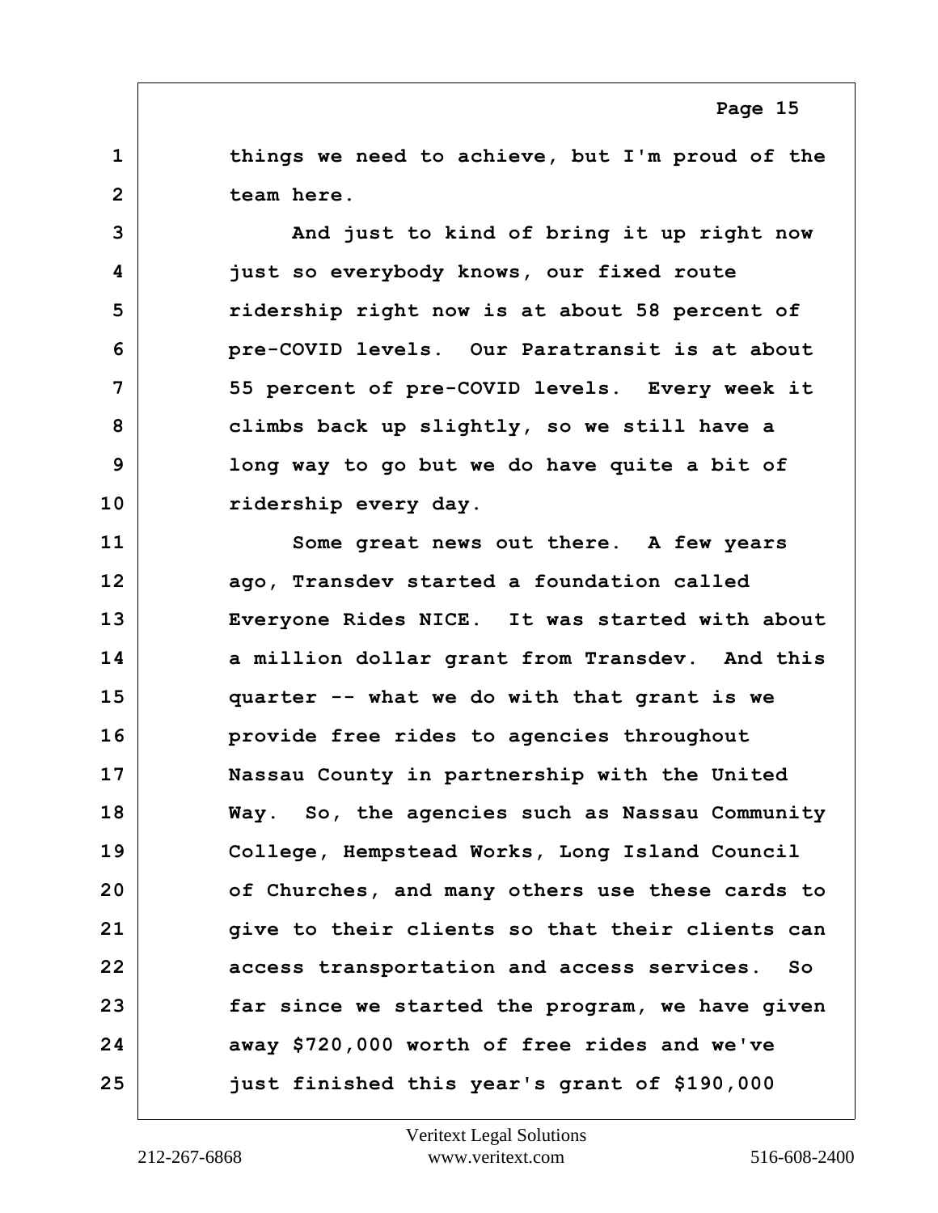things we need to achieve, but I'm proud of the team here.

And just to kind of bring it up right now just so everybody knows, our fixed route ridership right now is at about 58 percent of pre-COVID levels. Our Paratransit is at about 55 percent of pre-COVID levels. Every week it climbs back up slightly, so we still have a long way to go but we do have quite a bit of ridership every day.

Some great news out there. A few years ago, Transdev started a foundation called Everyone Rides NICE. It was started with about a million dollar grant from Transdev. And this quarter -- what we do with that grant is we provide free rides to agencies throughout Nassau County in partnership with the United Way. So, the agencies such as Nassau Community College, Hempstead Works, Long Island Council of Churches, and many others use these cards to give to their clients so that their clients can access transportation and access services. So far since we started the program, we have given away $720,000 worth of free rides and we've just finished this year's grant of $190,000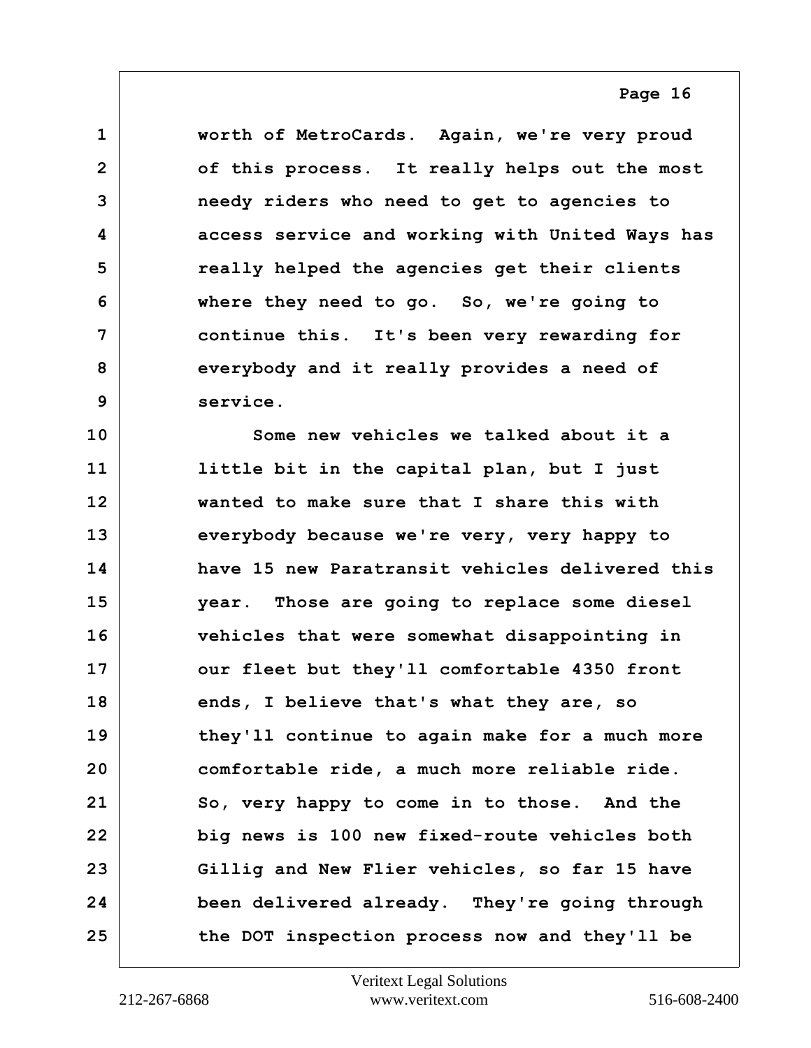worth of MetroCards. Again, we're very proud of this process. It really helps out the most needy riders who need to get to agencies to access service and working with United Ways has really helped the agencies get their clients where they need to go. So, we're going to continue this. It's been very rewarding for everybody and it really provides a need of service.

Some new vehicles we talked about it a little bit in the capital plan, but I just wanted to make sure that I share this with everybody because we're very, very happy to have 15 new Paratransit vehicles delivered this year. Those are going to replace some diesel vehicles that were somewhat disappointing in our fleet but they'll comfortable 4350 front ends, I believe that's what they are, so they'll continue to again make for a much more comfortable ride, a much more reliable ride. So, very happy to come in to those. And the big news is 100 new fixed-route vehicles both Gillig and New Flier vehicles, so far 15 have been delivered already. They're going through the DOT inspection process now and they'll be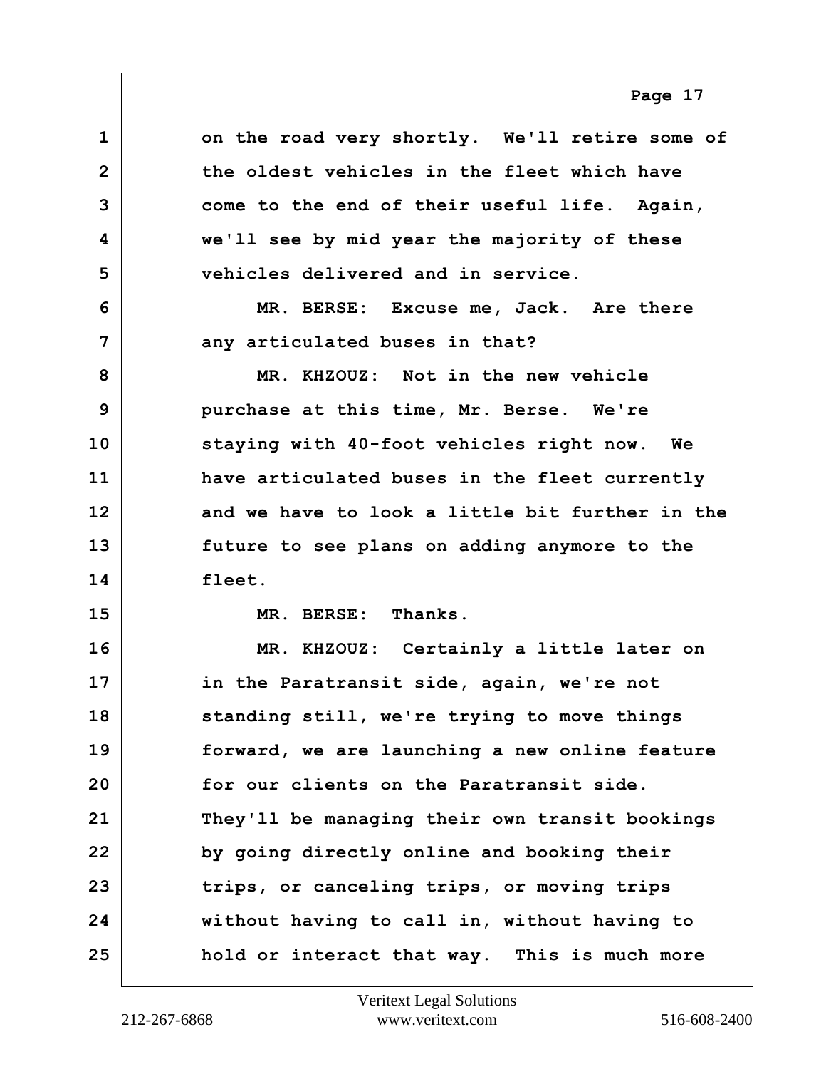on the road very shortly. We'll retire some of the oldest vehicles in the fleet which have come to the end of their useful life. Again, we'll see by mid year the majority of these vehicles delivered and in service.

MR. BERSE: Excuse me, Jack. Are there any articulated buses in that?

MR. KHZOUZ: Not in the new vehicle purchase at this time, Mr. Berse. We're staying with 40-foot vehicles right now. We have articulated buses in the fleet currently and we have to look a little bit further in the future to see plans on adding anymore to the fleet.

MR. BERSE: Thanks.

MR. KHZOUZ: Certainly a little later on in the Paratransit side, again, we're not standing still, we're trying to move things forward, we are launching a new online feature for our clients on the Paratransit side. They'll be managing their own transit bookings by going directly online and booking their trips, or canceling trips, or moving trips without having to call in, without having to hold or interact that way. This is much more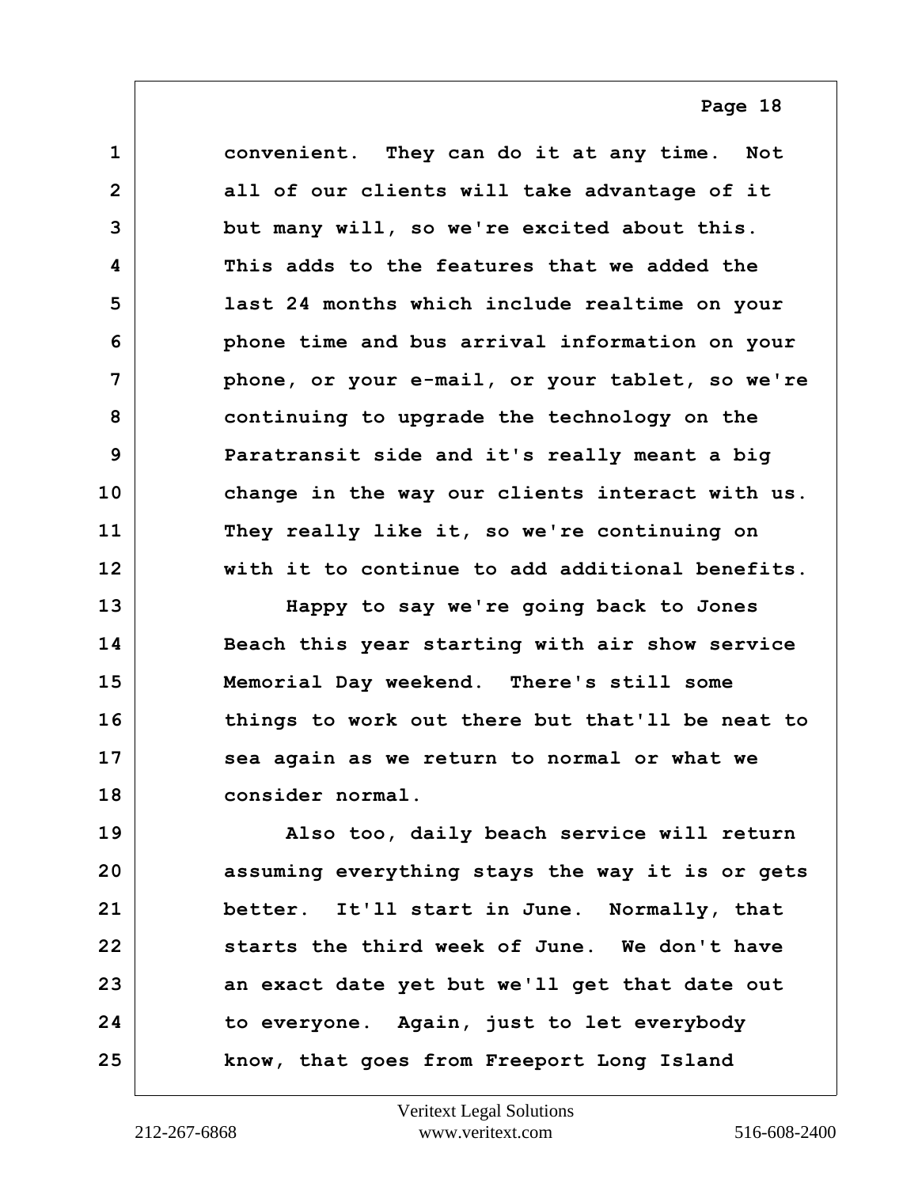convenient. They can do it at any time. Not all of our clients will take advantage of it but many will, so we're excited about this. This adds to the features that we added the last 24 months which include realtime on your phone time and bus arrival information on your phone, or your e-mail, or your tablet, so we're continuing to upgrade the technology on the Paratransit side and it's really meant a big change in the way our clients interact with us. They really like it, so we're continuing on with it to continue to add additional benefits.

Happy to say we're going back to Jones Beach this year starting with air show service Memorial Day weekend. There's still some things to work out there but that'll be neat to sea again as we return to normal or what we consider normal.

Also too, daily beach service will return assuming everything stays the way it is or gets better. It'll start in June. Normally, that starts the third week of June. We don't have an exact date yet but we'll get that date out to everyone. Again, just to let everybody know, that goes from Freeport Long Island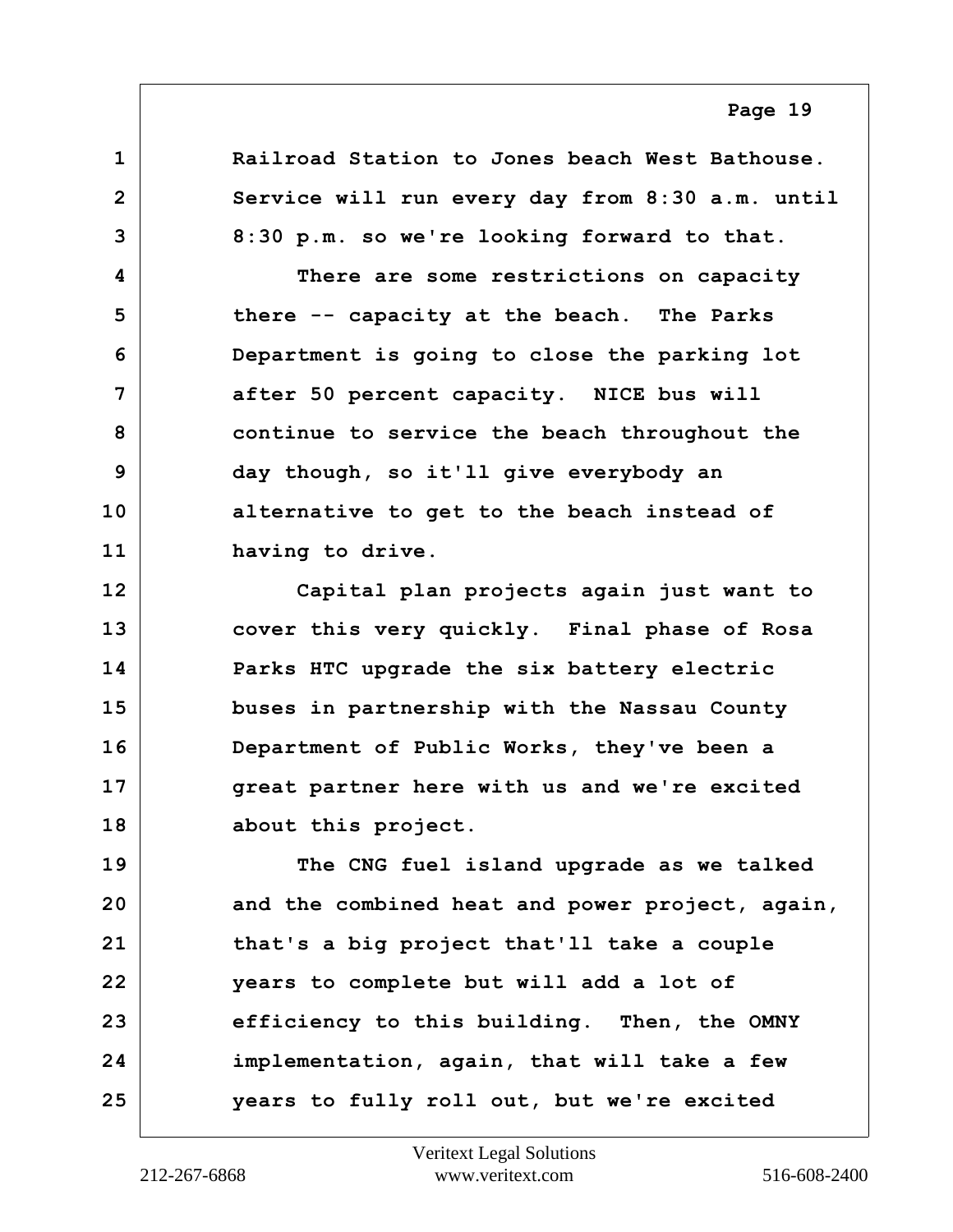Railroad Station to Jones beach West Bathouse. Service will run every day from 8:30 a.m. until 8:30 p.m. so we're looking forward to that.

There are some restrictions on capacity there -- capacity at the beach. The Parks Department is going to close the parking lot after 50 percent capacity. NICE bus will continue to service the beach throughout the day though, so it'll give everybody an alternative to get to the beach instead of having to drive.

Capital plan projects again just want to cover this very quickly. Final phase of Rosa Parks HTC upgrade the six battery electric buses in partnership with the Nassau County Department of Public Works, they've been a great partner here with us and we're excited about this project.

The CNG fuel island upgrade as we talked and the combined heat and power project, again, that's a big project that'll take a couple years to complete but will add a lot of efficiency to this building. Then, the OMNY implementation, again, that will take a few years to fully roll out, but we're excited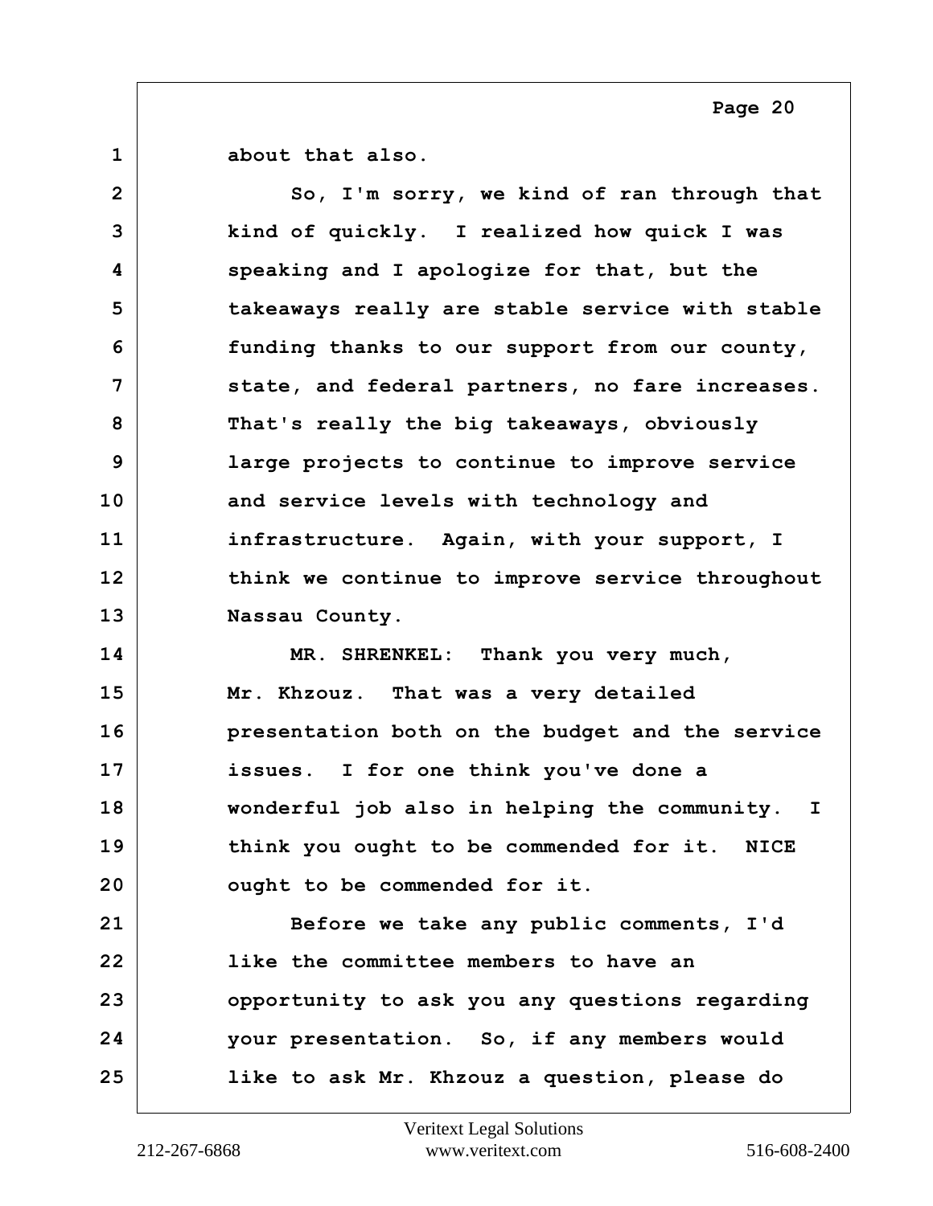about that also.

So, I'm sorry, we kind of ran through that kind of quickly. I realized how quick I was speaking and I apologize for that, but the takeaways really are stable service with stable funding thanks to our support from our county, state, and federal partners, no fare increases. That's really the big takeaways, obviously large projects to continue to improve service and service levels with technology and infrastructure. Again, with your support, I think we continue to improve service throughout Nassau County.

MR. SHRENKEL: Thank you very much, Mr. Khzouz. That was a very detailed presentation both on the budget and the service issues. I for one think you've done a wonderful job also in helping the community. I think you ought to be commended for it. NICE ought to be commended for it.

Before we take any public comments, I'd like the committee members to have an opportunity to ask you any questions regarding your presentation. So, if any members would like to ask Mr. Khzouz a question, please do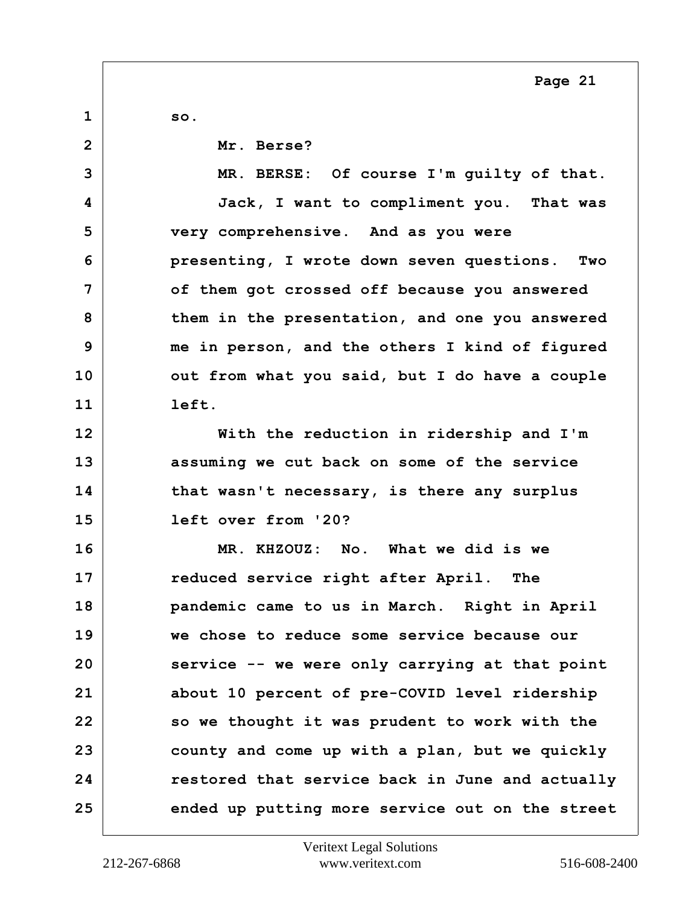so.

Mr. Berse?

MR. BERSE: Of course I'm guilty of that.

Jack, I want to compliment you. That was very comprehensive. And as you were presenting, I wrote down seven questions. Two of them got crossed off because you answered them in the presentation, and one you answered me in person, and the others I kind of figured out from what you said, but I do have a couple left.

With the reduction in ridership and I'm assuming we cut back on some of the service that wasn't necessary, is there any surplus left over from '20?

MR. KHZOUZ: No. What we did is we reduced service right after April. The pandemic came to us in March. Right in April we chose to reduce some service because our service -- we were only carrying at that point about 10 percent of pre-COVID level ridership so we thought it was prudent to work with the county and come up with a plan, but we quickly restored that service back in June and actually ended up putting more service out on the street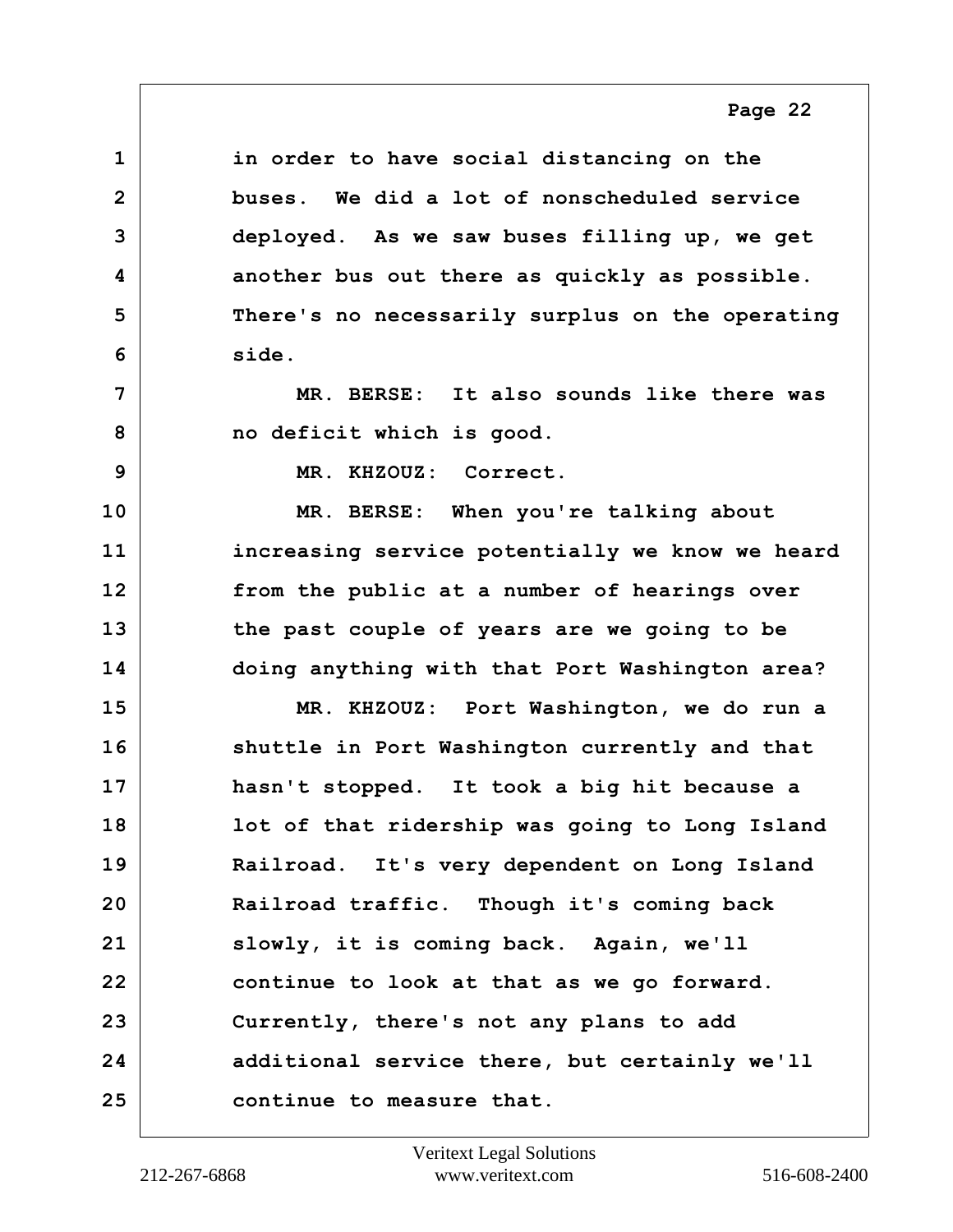in order to have social distancing on the buses. We did a lot of nonscheduled service deployed. As we saw buses filling up, we get another bus out there as quickly as possible. There's no necessarily surplus on the operating side.

MR. BERSE: It also sounds like there was no deficit which is good.

MR. KHZOUZ: Correct.

MR. BERSE: When you're talking about increasing service potentially we know we heard from the public at a number of hearings over the past couple of years are we going to be doing anything with that Port Washington area?

MR. KHZOUZ: Port Washington, we do run a shuttle in Port Washington currently and that hasn't stopped. It took a big hit because a lot of that ridership was going to Long Island Railroad. It's very dependent on Long Island Railroad traffic. Though it's coming back slowly, it is coming back. Again, we'll continue to look at that as we go forward. Currently, there's not any plans to add additional service there, but certainly we'll continue to measure that.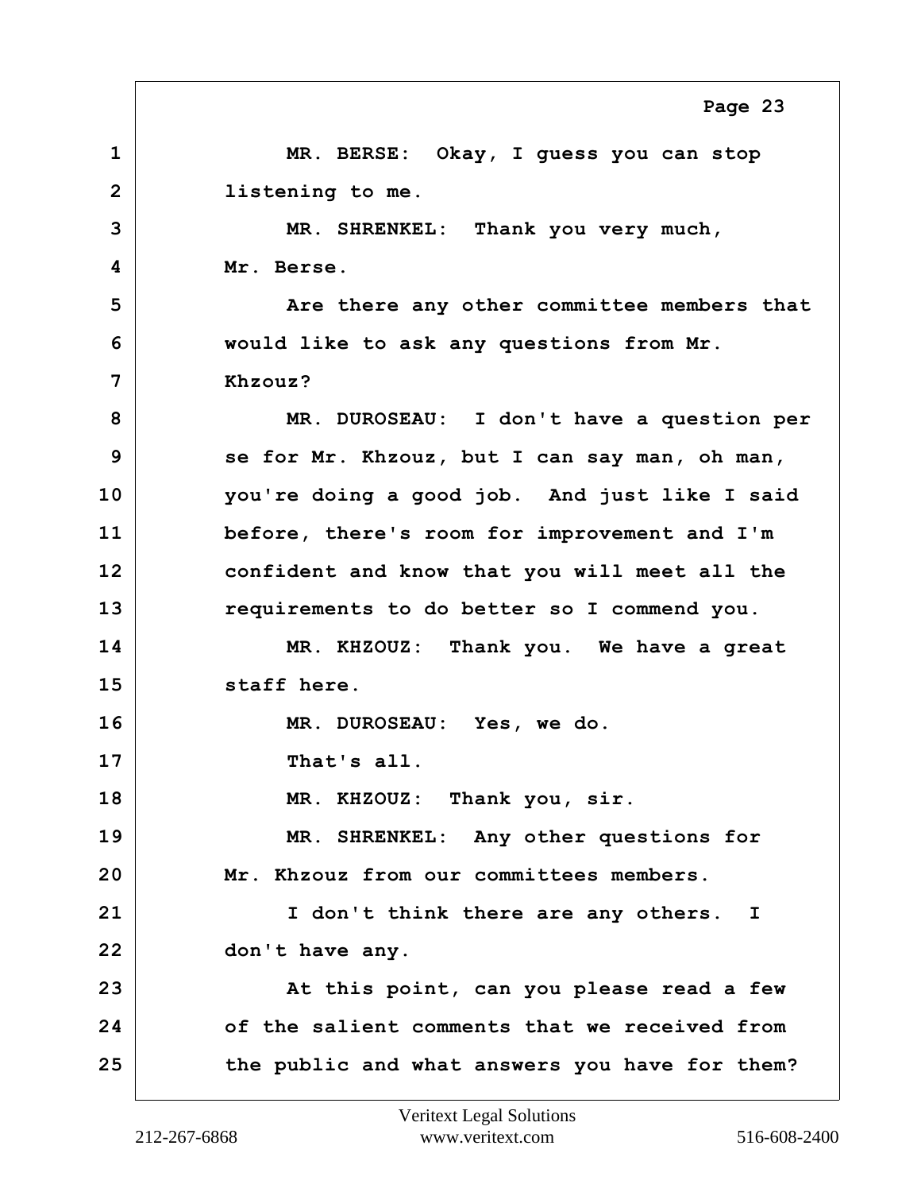MR. BERSE: Okay, I guess you can stop listening to me.

MR. SHRENKEL: Thank you very much, Mr. Berse.

Are there any other committee members that would like to ask any questions from Mr. Khzouz?

MR. DUROSEAU: I don't have a question per se for Mr. Khzouz, but I can say man, oh man, you're doing a good job. And just like I said before, there's room for improvement and I'm confident and know that you will meet all the requirements to do better so I commend you.

MR. KHZOUZ: Thank you. We have a great staff here.

MR. DUROSEAU: Yes, we do.

That's all.

MR. KHZOUZ: Thank you, sir.

MR. SHRENKEL: Any other questions for Mr. Khzouz from our committees members.

I don't think there are any others. I don't have any.

At this point, can you please read a few of the salient comments that we received from the public and what answers you have for them?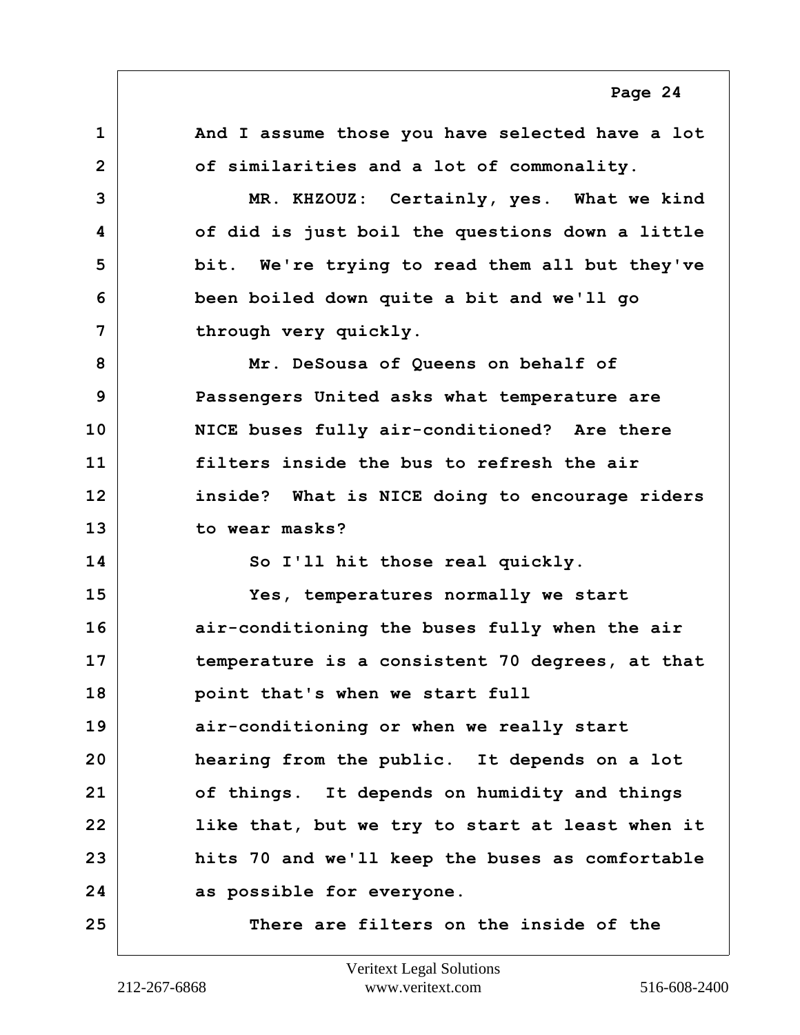And I assume those you have selected have a lot of similarities and a lot of commonality.

MR. KHZOUZ: Certainly, yes. What we kind of did is just boil the questions down a little bit. We're trying to read them all but they've been boiled down quite a bit and we'll go through very quickly.

Mr. DeSousa of Queens on behalf of Passengers United asks what temperature are NICE buses fully air-conditioned? Are there filters inside the bus to refresh the air inside? What is NICE doing to encourage riders to wear masks?

So I'll hit those real quickly.

Yes, temperatures normally we start air-conditioning the buses fully when the air temperature is a consistent 70 degrees, at that point that's when we start full air-conditioning or when we really start hearing from the public. It depends on a lot of things. It depends on humidity and things like that, but we try to start at least when it hits 70 and we'll keep the buses as comfortable as possible for everyone.

There are filters on the inside of the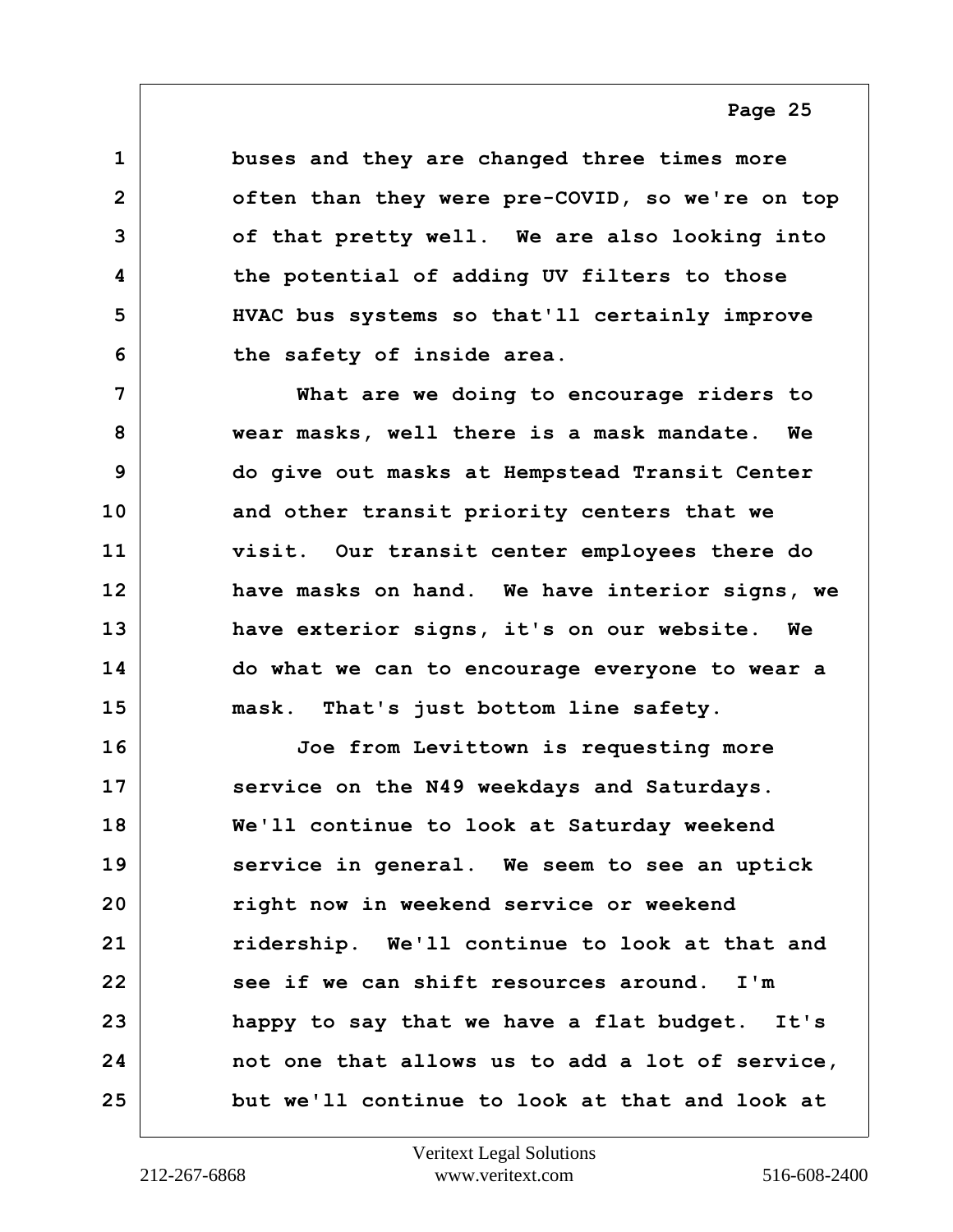buses and they are changed three times more often than they were pre-COVID, so we're on top of that pretty well. We are also looking into the potential of adding UV filters to those HVAC bus systems so that'll certainly improve the safety of inside area.

What are we doing to encourage riders to wear masks, well there is a mask mandate. We do give out masks at Hempstead Transit Center and other transit priority centers that we visit. Our transit center employees there do have masks on hand. We have interior signs, we have exterior signs, it's on our website. We do what we can to encourage everyone to wear a mask. That's just bottom line safety.

Joe from Levittown is requesting more service on the N49 weekdays and Saturdays. We'll continue to look at Saturday weekend service in general. We seem to see an uptick right now in weekend service or weekend ridership. We'll continue to look at that and see if we can shift resources around. I'm happy to say that we have a flat budget. It's not one that allows us to add a lot of service, but we'll continue to look at that and look at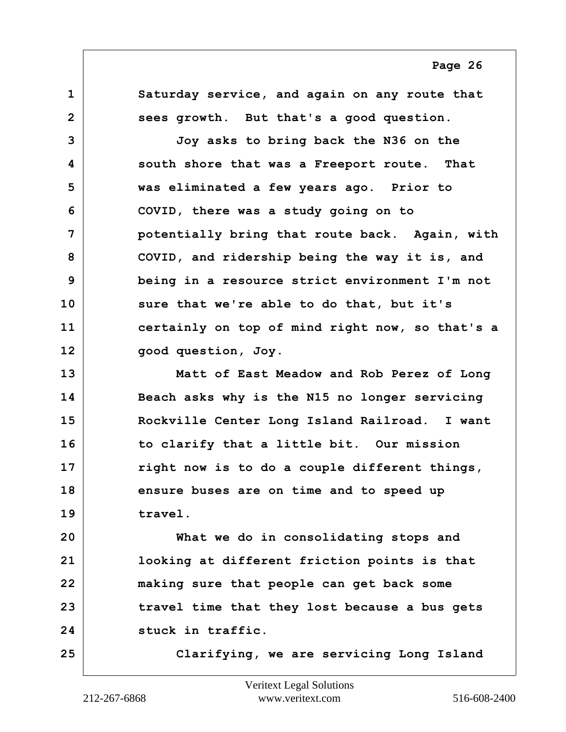1 Saturday service, and again on any route that
2 sees growth. But that's a good question.
3 Joy asks to bring back the N36 on the
4 south shore that was a Freeport route. That
5 was eliminated a few years ago. Prior to
6 COVID, there was a study going on to
7 potentially bring that route back. Again, with
8 COVID, and ridership being the way it is, and
9 being in a resource strict environment I'm not
10 sure that we're able to do that, but it's
11 certainly on top of mind right now, so that's a
12 good question, Joy.
13 Matt of East Meadow and Rob Perez of Long
14 Beach asks why is the N15 no longer servicing
15 Rockville Center Long Island Railroad. I want
16 to clarify that a little bit. Our mission
17 right now is to do a couple different things,
18 ensure buses are on time and to speed up
19 travel.
20 What we do in consolidating stops and
21 looking at different friction points is that
22 making sure that people can get back some
23 travel time that they lost because a bus gets
24 stuck in traffic.
25 Clarifying, we are servicing Long Island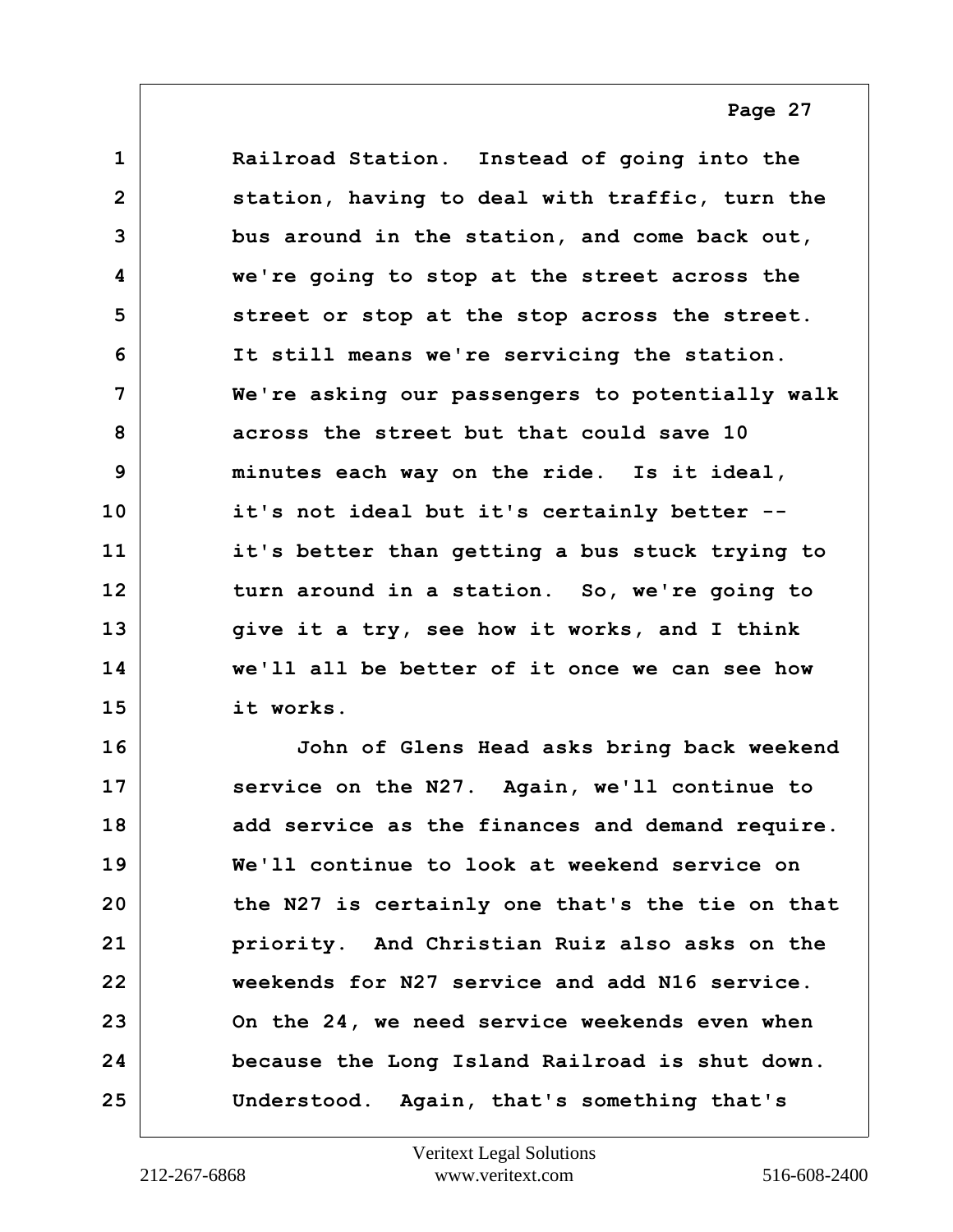Railroad Station. Instead of going into the station, having to deal with traffic, turn the bus around in the station, and come back out, we're going to stop at the street across the street or stop at the stop across the street. It still means we're servicing the station. We're asking our passengers to potentially walk across the street but that could save 10 minutes each way on the ride. Is it ideal, it's not ideal but it's certainly better -- it's better than getting a bus stuck trying to turn around in a station. So, we're going to give it a try, see how it works, and I think we'll all be better of it once we can see how it works.

John of Glens Head asks bring back weekend service on the N27. Again, we'll continue to add service as the finances and demand require. We'll continue to look at weekend service on the N27 is certainly one that's the tie on that priority. And Christian Ruiz also asks on the weekends for N27 service and add N16 service. On the 24, we need service weekends even when because the Long Island Railroad is shut down. Understood. Again, that's something that's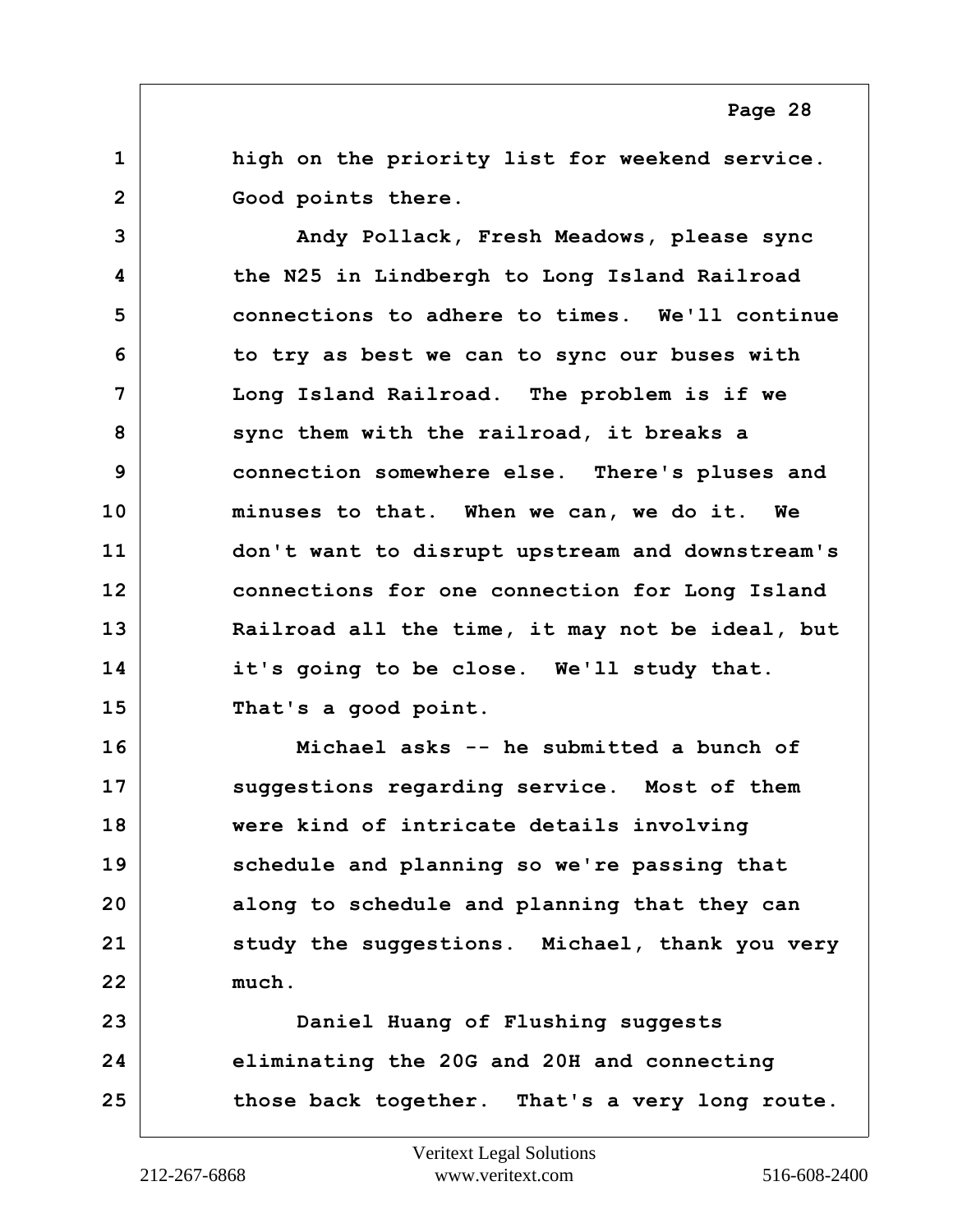high on the priority list for weekend service. Good points there.

Andy Pollack, Fresh Meadows, please sync the N25 in Lindbergh to Long Island Railroad connections to adhere to times. We'll continue to try as best we can to sync our buses with Long Island Railroad. The problem is if we sync them with the railroad, it breaks a connection somewhere else. There's pluses and minuses to that. When we can, we do it. We don't want to disrupt upstream and downstream's connections for one connection for Long Island Railroad all the time, it may not be ideal, but it's going to be close. We'll study that. That's a good point.

Michael asks -- he submitted a bunch of suggestions regarding service. Most of them were kind of intricate details involving schedule and planning so we're passing that along to schedule and planning that they can study the suggestions. Michael, thank you very much.

Daniel Huang of Flushing suggests eliminating the 20G and 20H and connecting those back together. That's a very long route.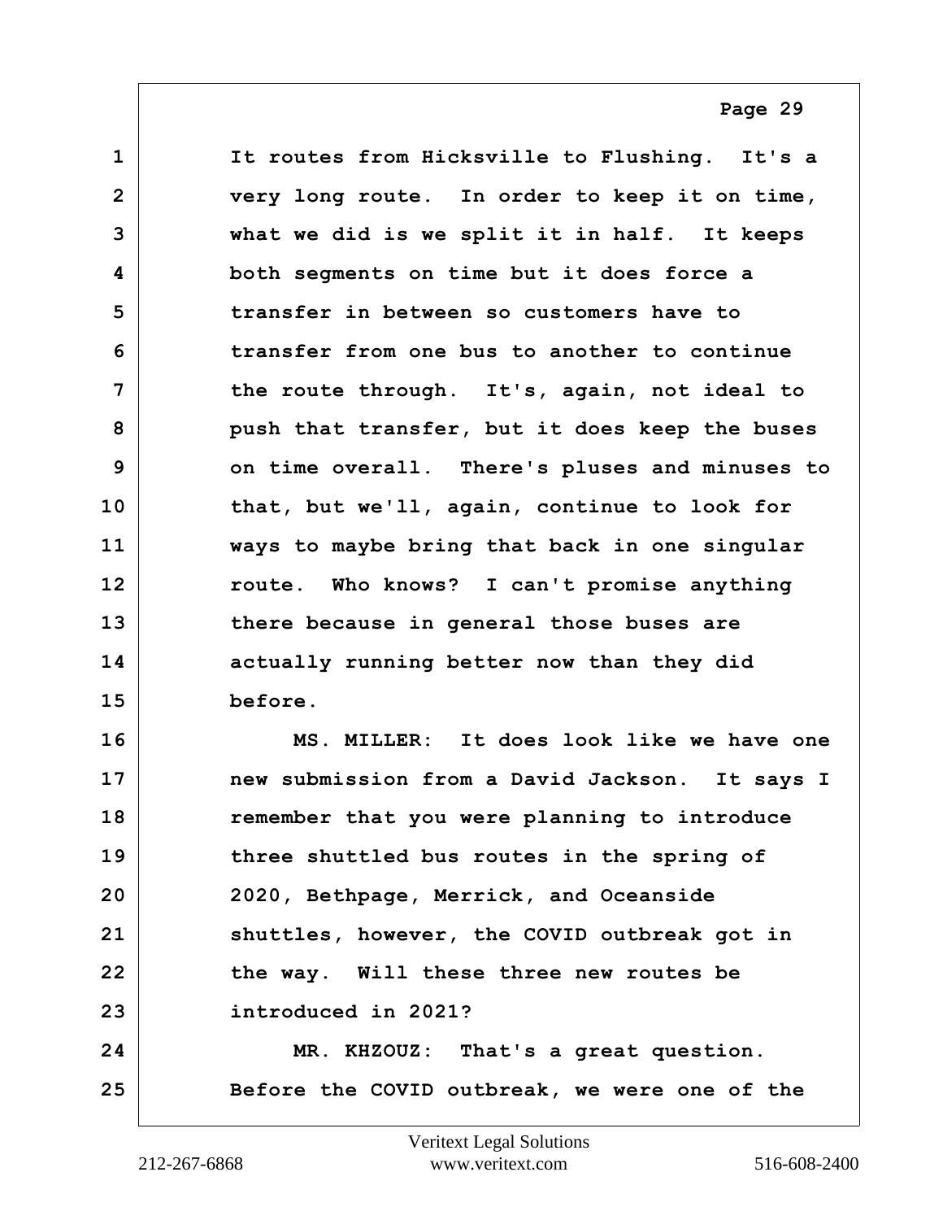It routes from Hicksville to Flushing. It's a very long route. In order to keep it on time, what we did is we split it in half. It keeps both segments on time but it does force a transfer in between so customers have to transfer from one bus to another to continue the route through. It's, again, not ideal to push that transfer, but it does keep the buses on time overall. There's pluses and minuses to that, but we'll, again, continue to look for ways to maybe bring that back in one singular route. Who knows? I can't promise anything there because in general those buses are actually running better now than they did before.

MS. MILLER: It does look like we have one new submission from a David Jackson. It says I remember that you were planning to introduce three shuttled bus routes in the spring of 2020, Bethpage, Merrick, and Oceanside shuttles, however, the COVID outbreak got in the way. Will these three new routes be introduced in 2021?

MR. KHZOUZ: That's a great question. Before the COVID outbreak, we were one of the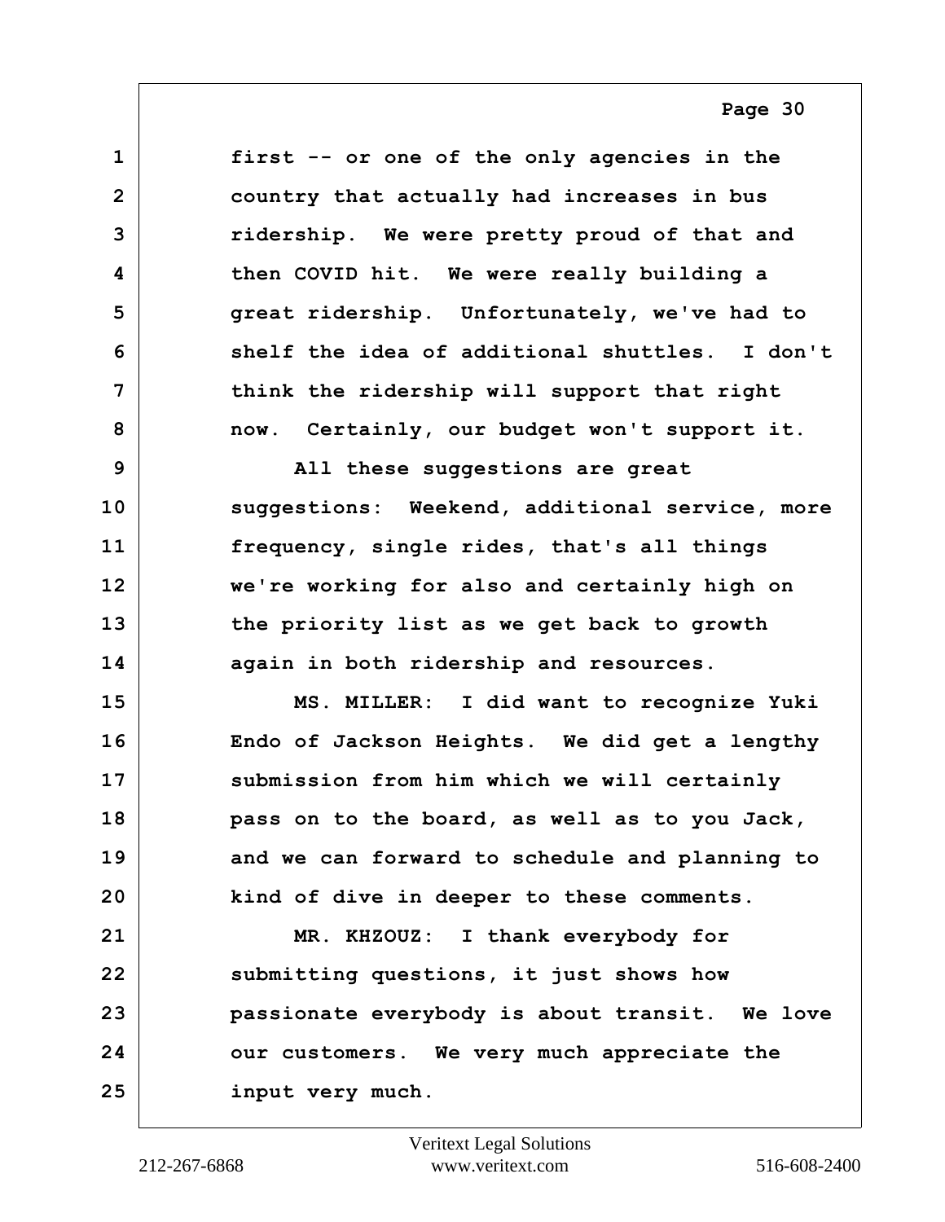first -- or one of the only agencies in the country that actually had increases in bus ridership. We were pretty proud of that and then COVID hit. We were really building a great ridership. Unfortunately, we've had to shelf the idea of additional shuttles. I don't think the ridership will support that right now. Certainly, our budget won't support it.

All these suggestions are great suggestions: Weekend, additional service, more frequency, single rides, that's all things we're working for also and certainly high on the priority list as we get back to growth again in both ridership and resources.

MS. MILLER: I did want to recognize Yuki Endo of Jackson Heights. We did get a lengthy submission from him which we will certainly pass on to the board, as well as to you Jack, and we can forward to schedule and planning to kind of dive in deeper to these comments.

MR. KHZOUZ: I thank everybody for submitting questions, it just shows how passionate everybody is about transit. We love our customers. We very much appreciate the input very much.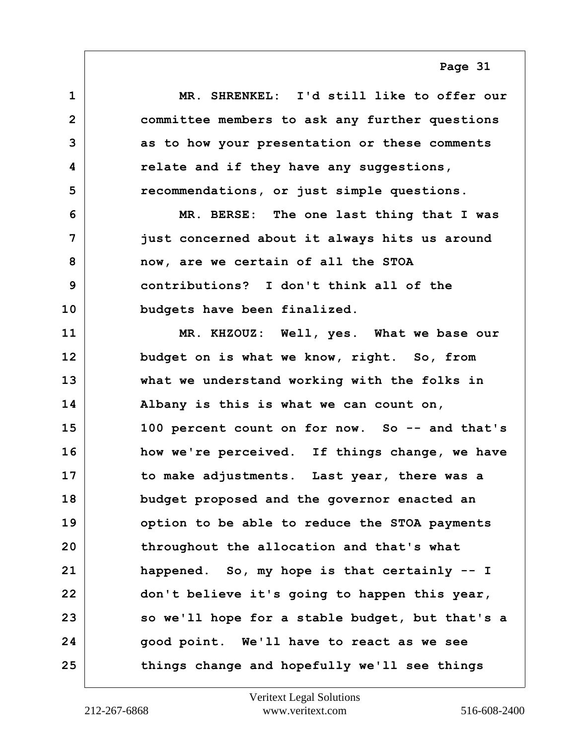MR. SHRENKEL: I'd still like to offer our committee members to ask any further questions as to how your presentation or these comments relate and if they have any suggestions, recommendations, or just simple questions.

MR. BERSE: The one last thing that I was just concerned about it always hits us around now, are we certain of all the STOA contributions? I don't think all of the budgets have been finalized.

MR. KHZOUZ: Well, yes. What we base our budget on is what we know, right. So, from what we understand working with the folks in Albany is this is what we can count on, 100 percent count on for now. So -- and that's how we're perceived. If things change, we have to make adjustments. Last year, there was a budget proposed and the governor enacted an option to be able to reduce the STOA payments throughout the allocation and that's what happened. So, my hope is that certainly -- I don't believe it's going to happen this year, so we'll hope for a stable budget, but that's a good point. We'll have to react as we see things change and hopefully we'll see things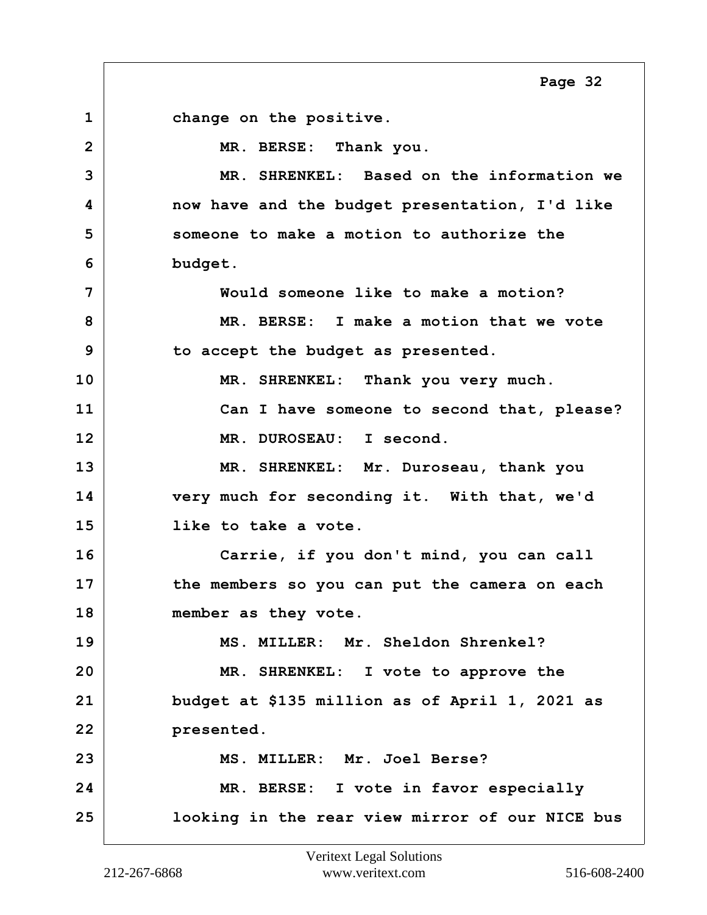change on the positive.

MR. BERSE: Thank you.

MR. SHRENKEL: Based on the information we now have and the budget presentation, I'd like someone to make a motion to authorize the budget.

Would someone like to make a motion?

MR. BERSE: I make a motion that we vote to accept the budget as presented.

MR. SHRENKEL: Thank you very much.

Can I have someone to second that, please?

MR. DUROSEAU: I second.

MR. SHRENKEL: Mr. Duroseau, thank you very much for seconding it. With that, we'd like to take a vote.

Carrie, if you don't mind, you can call the members so you can put the camera on each member as they vote.

MS. MILLER: Mr. Sheldon Shrenkel?

MR. SHRENKEL: I vote to approve the budget at $135 million as of April 1, 2021 as presented.

MS. MILLER: Mr. Joel Berse?

MR. BERSE: I vote in favor especially looking in the rear view mirror of our NICE bus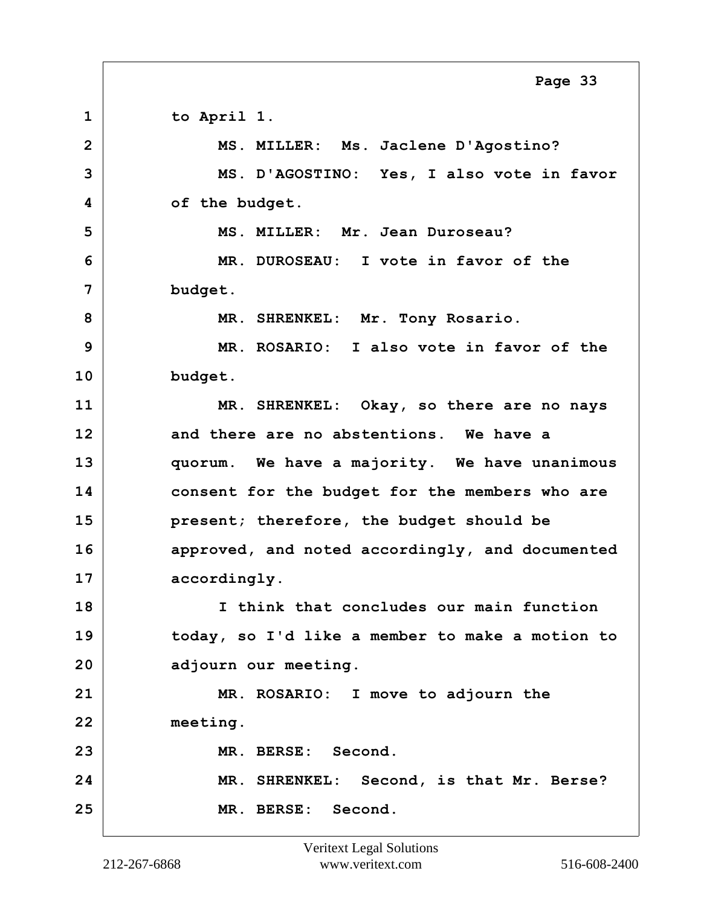to April 1.

MS. MILLER: Ms. Jaclene D'Agostino?

MS. D'AGOSTINO: Yes, I also vote in favor of the budget.

MS. MILLER: Mr. Jean Duroseau?

MR. DUROSEAU: I vote in favor of the budget.

MR. SHRENKEL: Mr. Tony Rosario.

MR. ROSARIO: I also vote in favor of the budget.

MR. SHRENKEL: Okay, so there are no nays and there are no abstentions. We have a quorum. We have a majority. We have unanimous consent for the budget for the members who are present; therefore, the budget should be approved, and noted accordingly, and documented accordingly.

I think that concludes our main function today, so I'd like a member to make a motion to adjourn our meeting.

MR. ROSARIO: I move to adjourn the meeting.

MR. BERSE: Second.

MR. SHRENKEL: Second, is that Mr. Berse?

MR. BERSE: Second.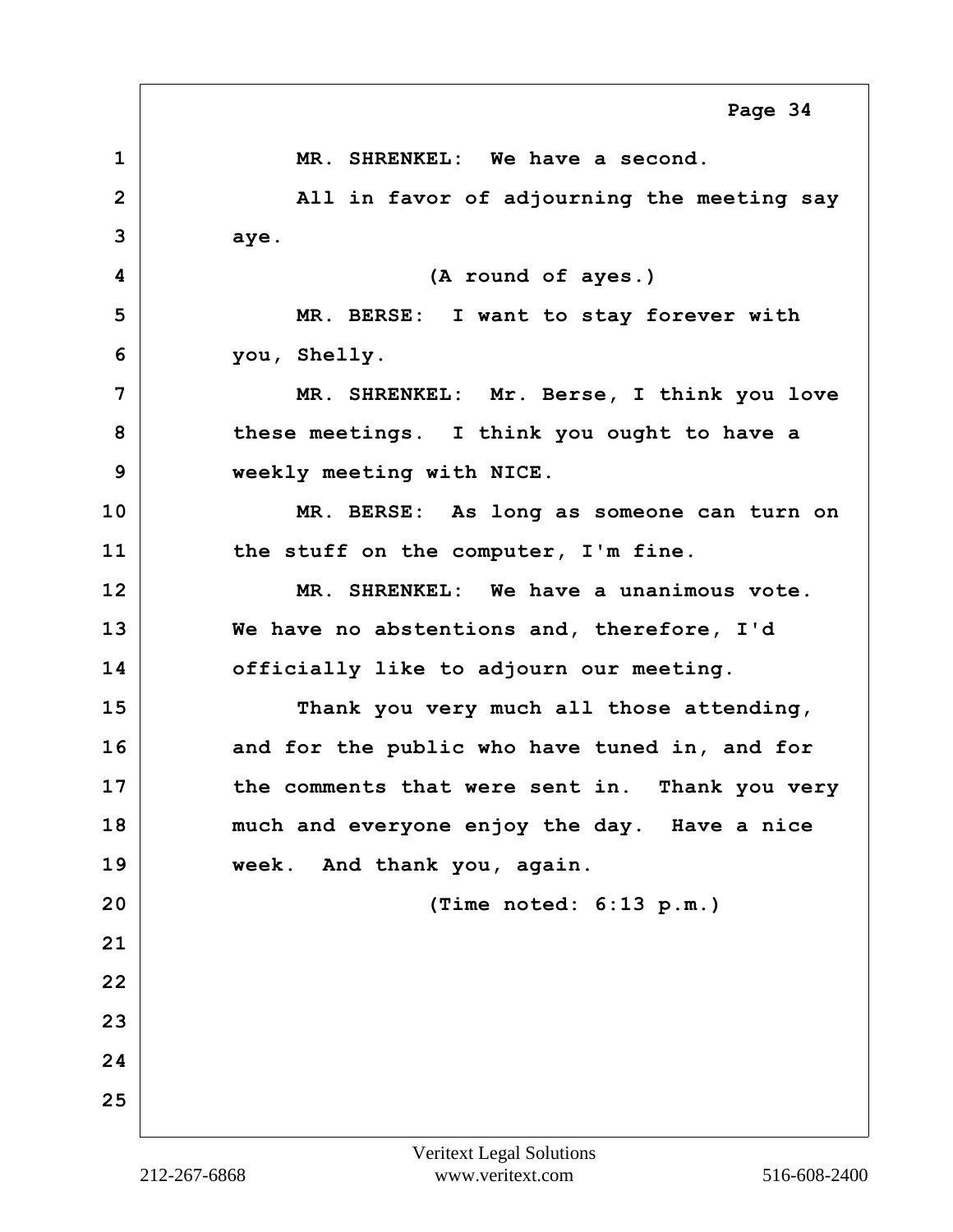MR. SHRENKEL: We have a second.

All in favor of adjourning the meeting say aye.

(A round of ayes.)

MR. BERSE: I want to stay forever with you, Shelly.

MR. SHRENKEL: Mr. Berse, I think you love these meetings. I think you ought to have a weekly meeting with NICE.

MR. BERSE: As long as someone can turn on the stuff on the computer, I'm fine.

MR. SHRENKEL: We have a unanimous vote. We have no abstentions and, therefore, I'd officially like to adjourn our meeting.

Thank you very much all those attending, and for the public who have tuned in, and for the comments that were sent in. Thank you very much and everyone enjoy the day. Have a nice week. And thank you, again.

(Time noted: 6:13 p.m.)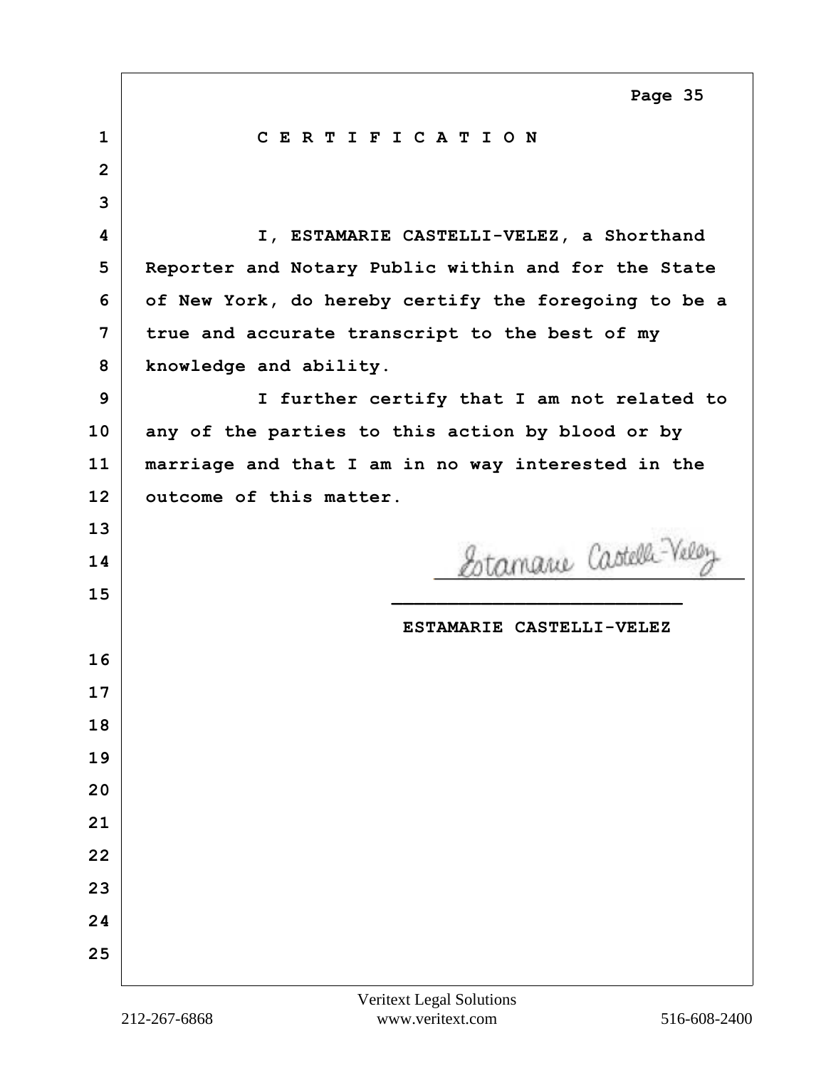# C E R T I F I C A T I O N

I, ESTAMARIE CASTELLI-VELEZ, a Shorthand Reporter and Notary Public within and for the State of New York, do hereby certify the foregoing to be a true and accurate transcript to the best of my knowledge and ability.

I further certify that I am not related to any of the parties to this action by blood or by marriage and that I am in no way interested in the outcome of this matter.

Estamarie Castelli-Velez

\_\_\_\_\_\_\_\_\_\_\_\_\_\_\_\_\_\_\_\_\_\_\_\_\_\_\_

ESTAMARIE CASTELLI-VELEZ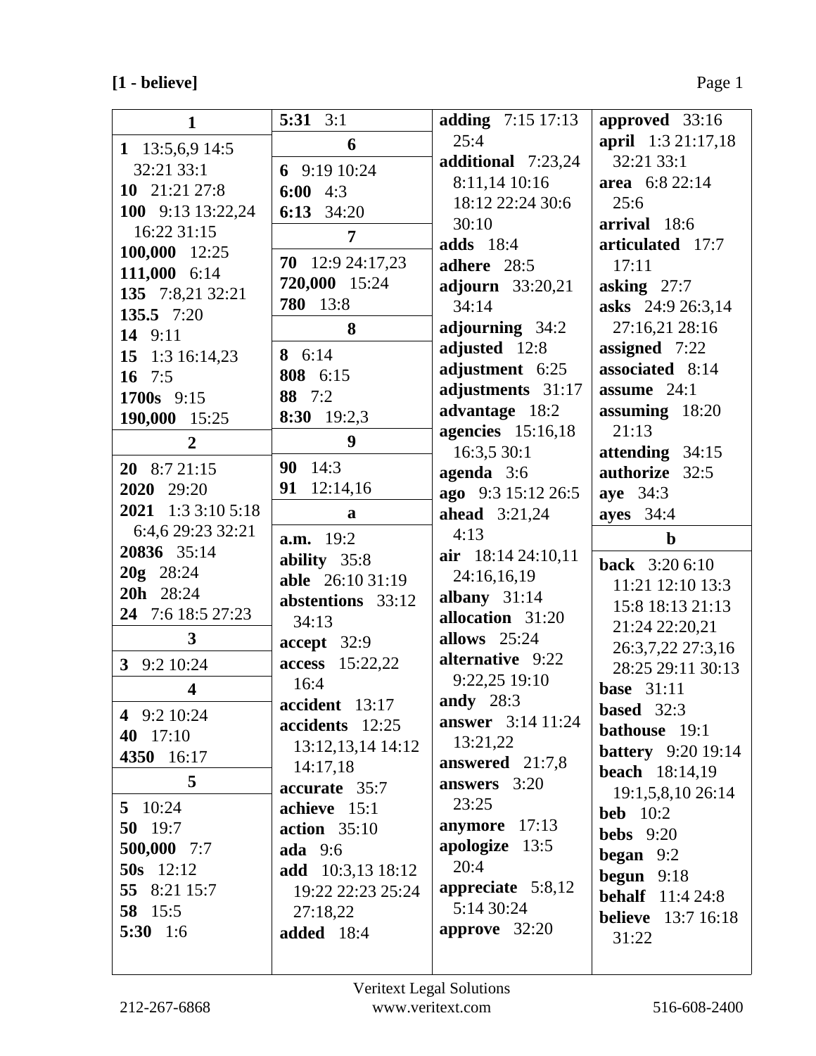**[1 - believe]**

| 1 |
|---|
| **1** 13:5,6,9 14:5 32:21 33:1 |
| **10** 21:21 27:8 |
| **100** 9:13 13:22,24 16:22 31:15 |
| **100,000** 12:25 |
| **111,000** 6:14 |
| **135** 7:8,21 32:21 |
| **135.5** 7:20 |
| **14** 9:11 |
| **15** 1:3 16:14,23 |
| **16** 7:5 |
| **1700s** 9:15 |
| **190,000** 15:25 |

| 2 |
|---|
| **20** 8:7 21:15 |
| **2020** 29:20 |
| **2021** 1:3 3:10 5:18 6:4,6 29:23 32:21 |
| **20836** 35:14 |
| **20g** 28:24 |
| **20h** 28:24 |
| **24** 7:6 18:5 27:23 |

| 3 |
|---|
| **3** 9:2 10:24 |

| 4 |
|---|
| **4** 9:2 10:24 |
| **40** 17:10 |
| **4350** 16:17 |

| 5 |
|---|
| **5** 10:24 |
| **50** 19:7 |
| **500,000** 7:7 |
| **50s** 12:12 |
| **55** 8:21 15:7 |
| **58** 15:5 |
| **5:30** 1:6 |
| **5:31** 3:1 |

| 6 |
|---|
| **6** 9:19 10:24 |
| **6:00** 4:3 |
| **6:13** 34:20 |

| 7 |
|---|
| **70** 12:9 24:17,23 |
| **720,000** 15:24 |
| **780** 13:8 |

| 8 |
|---|
| **8** 6:14 |
| **808** 6:15 |
| **88** 7:2 |
| **8:30** 19:2,3 |

| 9 |
|---|
| **90** 14:3 |
| **91** 12:14,16 |

| a |
|---|
| **a.m.** 19:2 |
| **ability** 35:8 |
| **able** 26:10 31:19 |
| **abstentions** 33:12 34:13 |
| **accept** 32:9 |
| **access** 15:22,22 16:4 |
| **accident** 13:17 |
| **accidents** 12:25 13:12,13,14 14:12 14:17,18 |
| **accurate** 35:7 |
| **achieve** 15:1 |
| **action** 35:10 |
| **ada** 9:6 |
| **add** 10:3,13 18:12 19:22 22:23 25:24 27:18,22 |
| **added** 18:4 |
| **adding** 7:15 17:13 25:4 |
| **additional** 7:23,24 8:11,14 10:16 18:12 22:24 30:6 30:10 |
| **adds** 18:4 |
| **adhere** 28:5 |
| **adjourn** 33:20,21 34:14 |
| **adjourning** 34:2 |
| **adjusted** 12:8 |
| **adjustment** 6:25 |
| **adjustments** 31:17 |
| **advantage** 18:2 |
| **agencies** 15:16,18 16:3,5 30:1 |
| **agenda** 3:6 |
| **ago** 9:3 15:12 26:5 |
| **ahead** 3:21,24 4:13 |
| **air** 18:14 24:10,11 24:16,16,19 |
| **albany** 31:14 |
| **allocation** 31:20 |
| **allows** 25:24 |
| **alternative** 9:22 9:22,25 19:10 |
| **andy** 28:3 |
| **answer** 3:14 11:24 13:21,22 |
| **answered** 21:7,8 |
| **answers** 3:20 23:25 |
| **anymore** 17:13 |
| **apologize** 13:5 20:4 |
| **appreciate** 5:8,12 5:14 30:24 |
| **approve** 32:20 |
| **approved** 33:16 |
| **april** 1:3 21:17,18 32:21 33:1 |
| **area** 6:8 22:14 25:6 |
| **arrival** 18:6 |
| **articulated** 17:7 17:11 |
| **asking** 27:7 |
| **asks** 24:9 26:3,14 27:16,21 28:16 |
| **assigned** 7:22 |
| **associated** 8:14 |
| **assume** 24:1 |
| **assuming** 18:20 21:13 |
| **attending** 34:15 |
| **authorize** 32:5 |
| **aye** 34:3 |
| **ayes** 34:4 |

| b |
|---|
| **back** 3:20 6:10 11:21 12:10 13:3 15:8 18:13 21:13 21:24 22:20,21 26:3,7,22 27:3,16 28:25 29:11 30:13 |
| **base** 31:11 |
| **based** 32:3 |
| **bathouse** 19:1 |
| **battery** 9:20 19:14 |
| **beach** 18:14,19 19:1,5,8,10 26:14 |
| **beb** 10:2 |
| **bebs** 9:20 |
| **began** 9:2 |
| **begun** 9:18 |
| **behalf** 11:4 24:8 |
| **believe** 13:7 16:18 31:22 |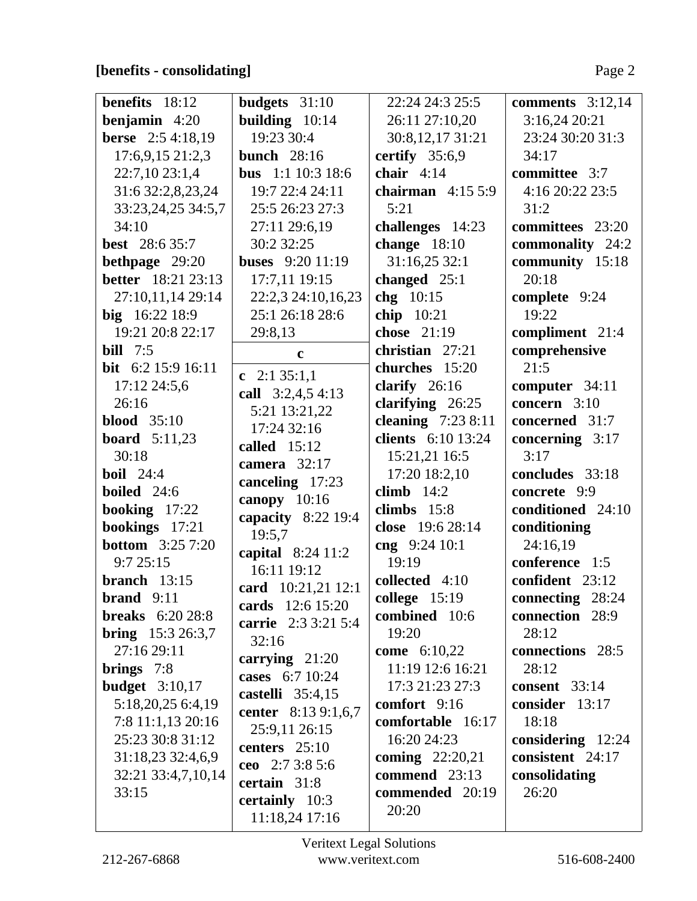**[benefits - consolidating]**

**benefits** 18:12
**benjamin** 4:20
**berse** 2:5 4:18,19 17:6,9,15 21:2,3 22:7,10 23:1,4 31:6 32:2,8,23,24 33:23,24,25 34:5,7 34:10
**best** 28:6 35:7
**bethpage** 29:20
**better** 18:21 23:13 27:10,11,14 29:14
**big** 16:22 18:9 19:21 20:8 22:17
**bill** 7:5
**bit** 6:2 15:9 16:11 17:12 24:5,6 26:16
**blood** 35:10
**board** 5:11,23 30:18
**boil** 24:4
**boiled** 24:6
**booking** 17:22
**bookings** 17:21
**bottom** 3:25 7:20 9:7 25:15
**branch** 13:15
**brand** 9:11
**breaks** 6:20 28:8
**bring** 15:3 26:3,7 27:16 29:11
**brings** 7:8
**budget** 3:10,17 5:18,20,25 6:4,19 7:8 11:1,13 20:16 25:23 30:8 31:12 31:18,23 32:4,6,9 32:21 33:4,7,10,14 33:15
**budgets** 31:10
**building** 10:14 19:23 30:4
**bunch** 28:16
**bus** 1:1 10:3 18:6 19:7 22:4 24:11 25:5 26:23 27:3 27:11 29:6,19 30:2 32:25
**buses** 9:20 11:19 17:7,11 19:15 22:2,3 24:10,16,23 25:1 26:18 28:6 29:8,13

**c**

**c** 2:1 35:1,1
**call** 3:2,4,5 4:13 5:21 13:21,22 17:24 32:16
**called** 15:12
**camera** 32:17
**canceling** 17:23
**canopy** 10:16
**capacity** 8:22 19:4 19:5,7
**capital** 8:24 11:2 16:11 19:12
**card** 10:21,21 12:1
**cards** 12:6 15:20
**carrie** 2:3 3:21 5:4 32:16
**carrying** 21:20
**cases** 6:7 10:24
**castelli** 35:4,15
**center** 8:13 9:1,6,7 25:9,11 26:15
**centers** 25:10
**ceo** 2:7 3:8 5:6
**certain** 31:8
**certainly** 10:3 11:18,24 17:16 22:24 24:3 25:5 26:11 27:10,20 30:8,12,17 31:21
**certify** 35:6,9
**chair** 4:14
**chairman** 4:15 5:9 5:21
**challenges** 14:23
**change** 18:10 31:16,25 32:1
**changed** 25:1
**chg** 10:15
**chip** 10:21
**chose** 21:19
**christian** 27:21
**churches** 15:20
**clarify** 26:16
**clarifying** 26:25
**cleaning** 7:23 8:11
**clients** 6:10 13:24 15:21,21 16:5 17:20 18:2,10
**climb** 14:2
**climbs** 15:8
**close** 19:6 28:14
**cng** 9:24 10:1 19:19
**collected** 4:10
**college** 15:19
**combined** 10:6 19:20
**come** 6:10,22 11:19 12:6 16:21 17:3 21:23 27:3
**comfort** 9:16
**comfortable** 16:17 16:20 24:23
**coming** 22:20,21
**commend** 23:13
**commended** 20:19 20:20
**comments** 3:12,14 3:16,24 20:21 23:24 30:20 31:3 34:17
**committee** 3:7 4:16 20:22 23:5 31:2
**committees** 23:20
**commonality** 24:2
**community** 15:18 20:18
**complete** 9:24 19:22
**compliment** 21:4
**comprehensive** 21:5
**computer** 34:11
**concern** 3:10
**concerned** 31:7
**concerning** 3:17 3:17
**concludes** 33:18
**concrete** 9:9
**conditioned** 24:10
**conditioning** 24:16,19
**conference** 1:5
**confident** 23:12
**connecting** 28:24
**connection** 28:9 28:12
**connections** 28:5 28:12
**consent** 33:14
**consider** 13:17 18:18
**considering** 12:24
**consistent** 24:17
**consolidating** 26:20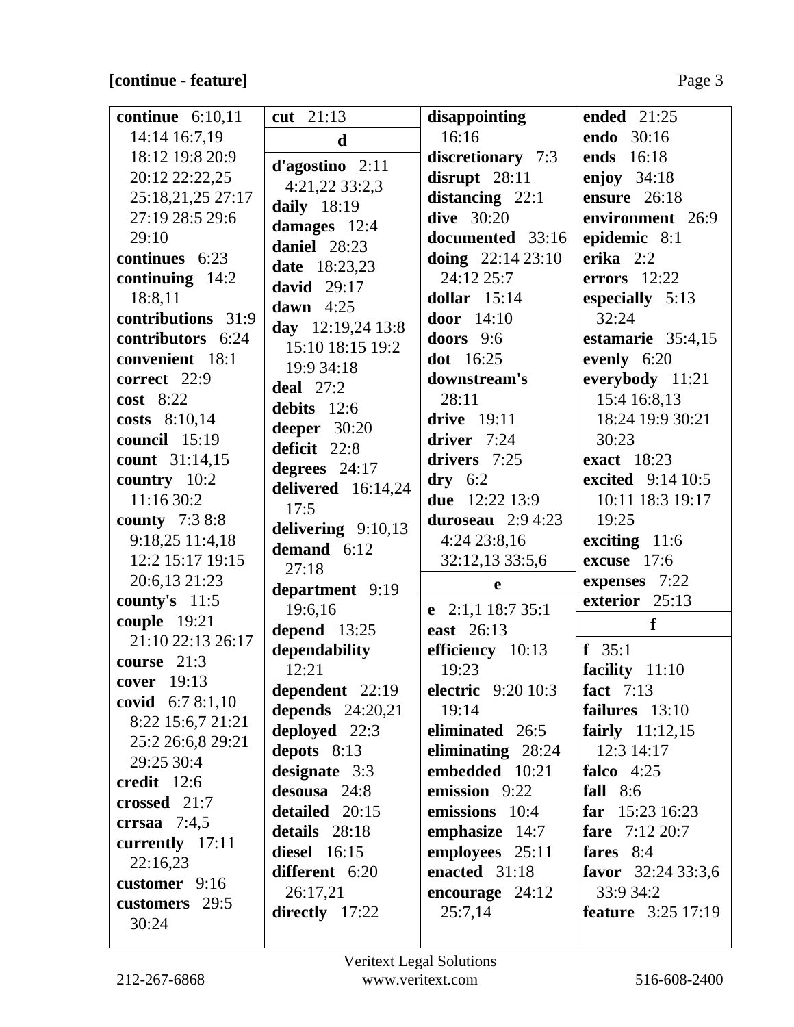**[continue - feature]**

**continue** 6:10,11 14:14 16:7,19 18:12 19:8 20:9 20:12 22:22,25 25:18,21,25 27:17 27:19 28:5 29:6 29:10
**continues** 6:23
**continuing** 14:2 18:8,11
**contributions** 31:9
**contributors** 6:24
**convenient** 18:1
**correct** 22:9
**cost** 8:22
**costs** 8:10,14
**council** 15:19
**count** 31:14,15
**country** 10:2 11:16 30:2
**county** 7:3 8:8 9:18,25 11:4,18 12:2 15:17 19:15 20:6,13 21:23
**county's** 11:5
**couple** 19:21 21:10 22:13 26:17
**course** 21:3
**cover** 19:13
**covid** 6:7 8:1,10 8:22 15:6,7 21:21 25:2 26:6,8 29:21 29:25 30:4
**credit** 12:6
**crossed** 21:7
**crrsaa** 7:4,5
**currently** 17:11 22:16,23
**customer** 9:16
**customers** 29:5 30:24
**cut** 21:13

**d**

**d'agostino** 2:11 4:21,22 33:2,3
**daily** 18:19
**damages** 12:4
**daniel** 28:23
**date** 18:23,23
**david** 29:17
**dawn** 4:25
**day** 12:19,24 13:8 15:10 18:15 19:2 19:9 34:18
**deal** 27:2
**debits** 12:6
**deeper** 30:20
**deficit** 22:8
**degrees** 24:17
**delivered** 16:14,24 17:5
**delivering** 9:10,13
**demand** 6:12 27:18
**department** 9:19 19:6,16
**depend** 13:25
**dependability** 12:21
**dependent** 22:19
**depends** 24:20,21
**deployed** 22:3
**depots** 8:13
**designate** 3:3
**desousa** 24:8
**detailed** 20:15
**details** 28:18
**diesel** 16:15
**different** 6:20 26:17,21
**directly** 17:22
**disappointing** 16:16
**discretionary** 7:3
**disrupt** 28:11
**distancing** 22:1
**dive** 30:20
**documented** 33:16
**doing** 22:14 23:10 24:12 25:7
**dollar** 15:14
**door** 14:10
**doors** 9:6
**dot** 16:25
**downstream's** 28:11
**drive** 19:11
**driver** 7:24
**drivers** 7:25
**dry** 6:2
**due** 12:22 13:9
**duroseau** 2:9 4:23 4:24 23:8,16 32:12,13 33:5,6

**e**

**e** 2:1,1 18:7 35:1
**east** 26:13
**efficiency** 10:13 19:23
**electric** 9:20 10:3 19:14
**eliminated** 26:5
**eliminating** 28:24
**embedded** 10:21
**emission** 9:22
**emissions** 10:4
**emphasize** 14:7
**employees** 25:11
**enacted** 31:18
**encourage** 24:12 25:7,14
**ended** 21:25
**endo** 30:16
**ends** 16:18
**enjoy** 34:18
**ensure** 26:18
**environment** 26:9
**epidemic** 8:1
**erika** 2:2
**errors** 12:22
**especially** 5:13 32:24
**estamarie** 35:4,15
**evenly** 6:20
**everybody** 11:21 15:4 16:8,13 18:24 19:9 30:21 30:23
**exact** 18:23
**excited** 9:14 10:5 10:11 18:3 19:17 19:25
**exciting** 11:6
**excuse** 17:6
**expenses** 7:22
**exterior** 25:13

**f**

**f** 35:1
**facility** 11:10
**fact** 7:13
**failures** 13:10
**fairly** 11:12,15 12:3 14:17
**falco** 4:25
**fall** 8:6
**far** 15:23 16:23
**fare** 7:12 20:7
**fares** 8:4
**favor** 32:24 33:3,6 33:9 34:2
**feature** 3:25 17:19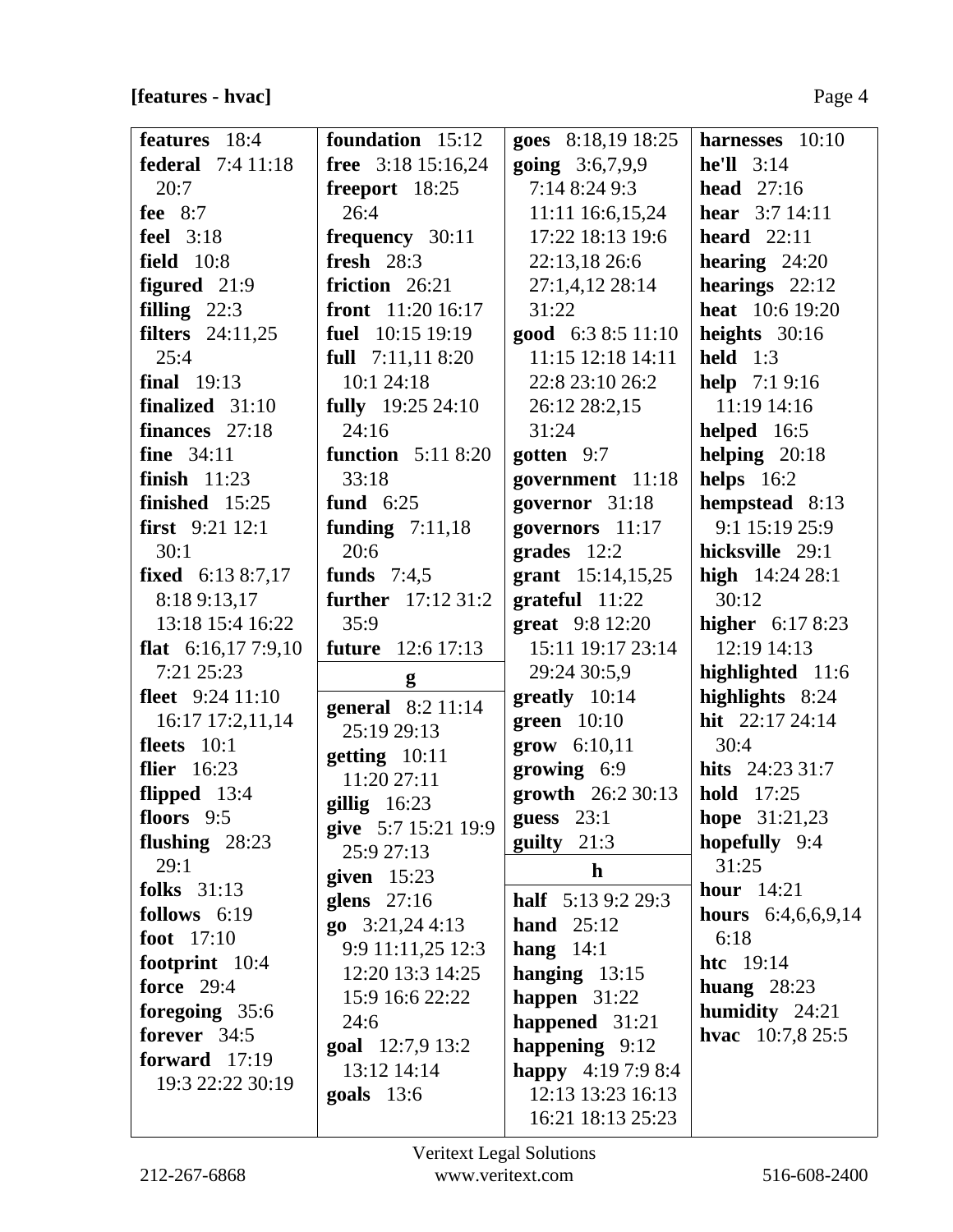**[features - hvac]**

**features** 18:4
**federal** 7:4 11:18 20:7
**fee** 8:7
**feel** 3:18
**field** 10:8
**figured** 21:9
**filling** 22:3
**filters** 24:11,25 25:4
**final** 19:13
**finalized** 31:10
**finances** 27:18
**fine** 34:11
**finish** 11:23
**finished** 15:25
**first** 9:21 12:1 30:1
**fixed** 6:13 8:7,17 8:18 9:13,17 13:18 15:4 16:22
**flat** 6:16,17 7:9,10 7:21 25:23
**fleet** 9:24 11:10 16:17 17:2,11,14
**fleets** 10:1
**flier** 16:23
**flipped** 13:4
**floors** 9:5
**flushing** 28:23 29:1
**folks** 31:13
**follows** 6:19
**foot** 17:10
**footprint** 10:4
**force** 29:4
**foregoing** 35:6
**forever** 34:5
**forward** 17:19 19:3 22:22 30:19
**foundation** 15:12
**free** 3:18 15:16,24
**freeport** 18:25 26:4
**frequency** 30:11
**fresh** 28:3
**friction** 26:21
**front** 11:20 16:17
**fuel** 10:15 19:19
**full** 7:11,11 8:20 10:1 24:18
**fully** 19:25 24:10 24:16
**function** 5:11 8:20 33:18
**fund** 6:25
**funding** 7:11,18 20:6
**funds** 7:4,5
**further** 17:12 31:2 35:9
**future** 12:6 17:13

**g**

**general** 8:2 11:14 25:19 29:13
**getting** 10:11 11:20 27:11
**gillig** 16:23
**give** 5:7 15:21 19:9 25:9 27:13
**given** 15:23
**glens** 27:16
**go** 3:21,24 4:13 9:9 11:11,25 12:3 12:20 13:3 14:25 15:9 16:6 22:22 24:6
**goal** 12:7,9 13:2 13:12 14:14
**goals** 13:6
**goes** 8:18,19 18:25
**going** 3:6,7,9,9 7:14 8:24 9:3 11:11 16:6,15,24 17:22 18:13 19:6 22:13,18 26:6 27:1,4,12 28:14 31:22
**good** 6:3 8:5 11:10 11:15 12:18 14:11 22:8 23:10 26:2 26:12 28:2,15 31:24
**gotten** 9:7
**government** 11:18
**governor** 31:18
**governors** 11:17
**grades** 12:2
**grant** 15:14,15,25
**grateful** 11:22
**great** 9:8 12:20 15:11 19:17 23:14 29:24 30:5,9
**greatly** 10:14
**green** 10:10
**grow** 6:10,11
**growing** 6:9
**growth** 26:2 30:13
**guess** 23:1
**guilty** 21:3

**h**

**half** 5:13 9:2 29:3
**hand** 25:12
**hang** 14:1
**hanging** 13:15
**happen** 31:22
**happened** 31:21
**happening** 9:12
**happy** 4:19 7:9 8:4 12:13 13:23 16:13 16:21 18:13 25:23
**harnesses** 10:10
**he'll** 3:14
**head** 27:16
**hear** 3:7 14:11
**heard** 22:11
**hearing** 24:20
**hearings** 22:12
**heat** 10:6 19:20
**heights** 30:16
**held** 1:3
**help** 7:1 9:16 11:19 14:16
**helped** 16:5
**helping** 20:18
**helps** 16:2
**hempstead** 8:13 9:1 15:19 25:9
**hicksville** 29:1
**high** 14:24 28:1 30:12
**higher** 6:17 8:23 12:19 14:13
**highlighted** 11:6
**highlights** 8:24
**hit** 22:17 24:14 30:4
**hits** 24:23 31:7
**hold** 17:25
**hope** 31:21,23
**hopefully** 9:4 31:25
**hour** 14:21
**hours** 6:4,6,6,9,14 6:18
**htc** 19:14
**huang** 28:23
**humidity** 24:21
**hvac** 10:7,8 25:5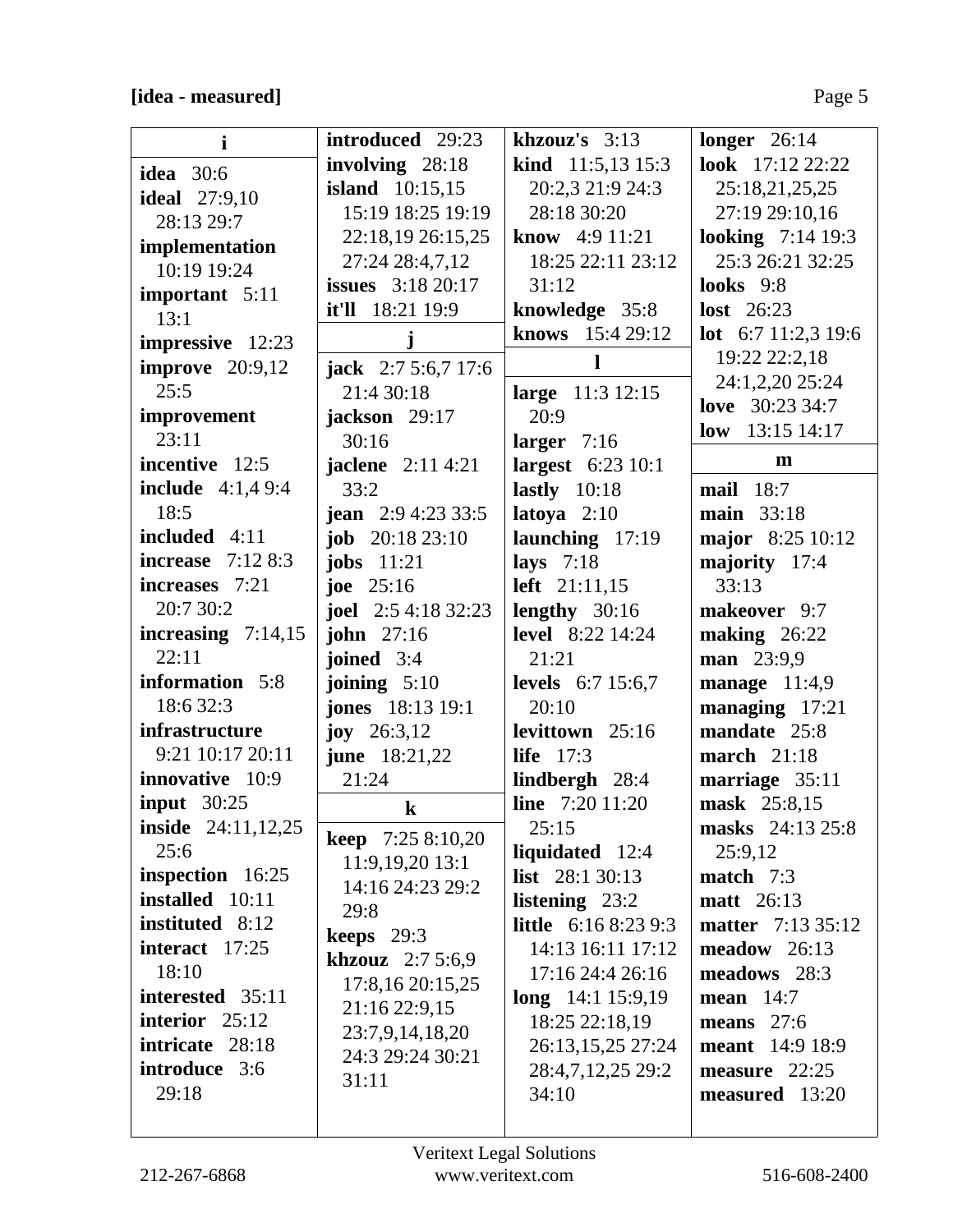**[idea - measured]**

**i**

**idea** 30:6
**ideal** 27:9,10 28:13 29:7
**implementation** 10:19 19:24
**important** 5:11 13:1
**impressive** 12:23
**improve** 20:9,12 25:5
**improvement** 23:11
**incentive** 12:5
**include** 4:1,4 9:4 18:5
**included** 4:11
**increase** 7:12 8:3
**increases** 7:21 20:7 30:2
**increasing** 7:14,15 22:11
**information** 5:8 18:6 32:3
**infrastructure** 9:21 10:17 20:11
**innovative** 10:9
**input** 30:25
**inside** 24:11,12,25 25:6
**inspection** 16:25
**installed** 10:11
**instituted** 8:12
**interact** 17:25 18:10
**interested** 35:11
**interior** 25:12
**intricate** 28:18
**introduce** 3:6 29:18
**introduced** 29:23
**involving** 28:18
**island** 10:15,15 15:19 18:25 19:19 22:18,19 26:15,25 27:24 28:4,7,12
**issues** 3:18 20:17
**it'll** 18:21 19:9

**j**

**jack** 2:7 5:6,7 17:6 21:4 30:18
**jackson** 29:17 30:16
**jaclene** 2:11 4:21 33:2
**jean** 2:9 4:23 33:5
**job** 20:18 23:10
**jobs** 11:21
**joe** 25:16
**joel** 2:5 4:18 32:23
**john** 27:16
**joined** 3:4
**joining** 5:10
**jones** 18:13 19:1
**joy** 26:3,12
**june** 18:21,22 21:24

**k**

**keep** 7:25 8:10,20 11:9,19,20 13:1 14:16 24:23 29:2 29:8
**keeps** 29:3
**khzouz** 2:7 5:6,9 17:8,16 20:15,25 21:16 22:9,15 23:7,9,14,18,20 24:3 29:24 30:21 31:11
**khzouz's** 3:13
**kind** 11:5,13 15:3 20:2,3 21:9 24:3 28:18 30:20
**know** 4:9 11:21 18:25 22:11 23:12 31:12
**knowledge** 35:8
**knows** 15:4 29:12

**l**

**large** 11:3 12:15 20:9
**larger** 7:16
**largest** 6:23 10:1
**lastly** 10:18
**latoya** 2:10
**launching** 17:19
**lays** 7:18
**left** 21:11,15
**lengthy** 30:16
**level** 8:22 14:24 21:21
**levels** 6:7 15:6,7 20:10
**levittown** 25:16
**life** 17:3
**lindbergh** 28:4
**line** 7:20 11:20 25:15
**liquidated** 12:4
**list** 28:1 30:13
**listening** 23:2
**little** 6:16 8:23 9:3 14:13 16:11 17:12 17:16 24:4 26:16
**long** 14:1 15:9,19 18:25 22:18,19 26:13,15,25 27:24 28:4,7,12,25 29:2 34:10
**longer** 26:14
**look** 17:12 22:22 25:18,21,25,25 27:19 29:10,16
**looking** 7:14 19:3 25:3 26:21 32:25
**looks** 9:8
**lost** 26:23
**lot** 6:7 11:2,3 19:6 19:22 22:2,18 24:1,2,20 25:24
**love** 30:23 34:7
**low** 13:15 14:17

**m**

**mail** 18:7
**main** 33:18
**major** 8:25 10:12
**majority** 17:4 33:13
**makeover** 9:7
**making** 26:22
**man** 23:9,9
**manage** 11:4,9
**managing** 17:21
**mandate** 25:8
**march** 21:18
**marriage** 35:11
**mask** 25:8,15
**masks** 24:13 25:8 25:9,12
**match** 7:3
**matt** 26:13
**matter** 7:13 35:12
**meadow** 26:13
**meadows** 28:3
**mean** 14:7
**means** 27:6
**meant** 14:9 18:9
**measure** 22:25
**measured** 13:20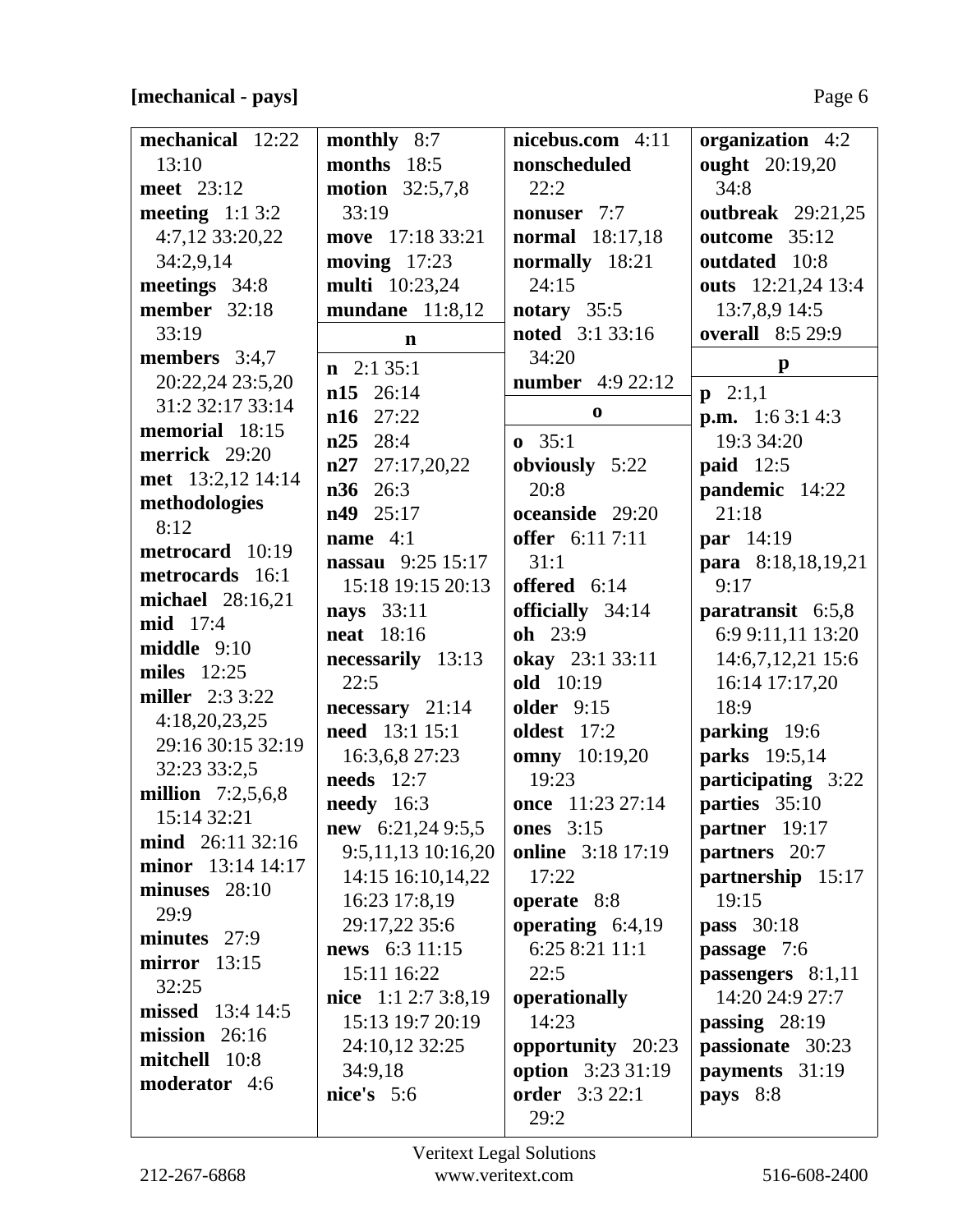**[mechanical - pays]**

**mechanical** 12:22 13:10
**meet** 23:12
**meeting** 1:1 3:2 4:7,12 33:20,22 34:2,9,14
**meetings** 34:8
**member** 32:18 33:19
**members** 3:4,7 20:22,24 23:5,20 31:2 32:17 33:14
**memorial** 18:15
**merrick** 29:20
**met** 13:2,12 14:14
**methodologies** 8:12
**metrocard** 10:19
**metrocards** 16:1
**michael** 28:16,21
**mid** 17:4
**middle** 9:10
**miles** 12:25
**miller** 2:3 3:22 4:18,20,23,25 29:16 30:15 32:19 32:23 33:2,5
**million** 7:2,5,6,8 15:14 32:21
**mind** 26:11 32:16
**minor** 13:14 14:17
**minuses** 28:10 29:9
**minutes** 27:9
**mirror** 13:15 32:25
**missed** 13:4 14:5
**mission** 26:16
**mitchell** 10:8
**moderator** 4:6
**monthly** 8:7
**months** 18:5
**motion** 32:5,7,8 33:19
**move** 17:18 33:21
**moving** 17:23
**multi** 10:23,24
**mundane** 11:8,12

**n**

**n** 2:1 35:1
**n15** 26:14
**n16** 27:22
**n25** 28:4
**n27** 27:17,20,22
**n36** 26:3
**n49** 25:17
**name** 4:1
**nassau** 9:25 15:17 15:18 19:15 20:13
**nays** 33:11
**neat** 18:16
**necessarily** 13:13 22:5
**necessary** 21:14
**need** 13:1 15:1 16:3,6,8 27:23
**needs** 12:7
**needy** 16:3
**new** 6:21,24 9:5,5 9:5,11,13 10:16,20 14:15 16:10,14,22 16:23 17:8,19 29:17,22 35:6
**news** 6:3 11:15 15:11 16:22
**nice** 1:1 2:7 3:8,19 15:13 19:7 20:19 24:10,12 32:25 34:9,18
**nice's** 5:6
**nicebus.com** 4:11
**nonscheduled** 22:2
**nonuser** 7:7
**normal** 18:17,18
**normally** 18:21 24:15
**notary** 35:5
**noted** 3:1 33:16 34:20
**number** 4:9 22:12

**o**

**o** 35:1
**obviously** 5:22 20:8
**oceanside** 29:20
**offer** 6:11 7:11 31:1
**offered** 6:14
**officially** 34:14
**oh** 23:9
**okay** 23:1 33:11
**old** 10:19
**older** 9:15
**oldest** 17:2
**omny** 10:19,20 19:23
**once** 11:23 27:14
**ones** 3:15
**online** 3:18 17:19 17:22
**operate** 8:8
**operating** 6:4,19 6:25 8:21 11:1 22:5
**operationally** 14:23
**opportunity** 20:23
**option** 3:23 31:19
**order** 3:3 22:1 29:2
**organization** 4:2
**ought** 20:19,20 34:8
**outbreak** 29:21,25
**outcome** 35:12
**outdated** 10:8
**outs** 12:21,24 13:4 13:7,8,9 14:5
**overall** 8:5 29:9

**p**

**p** 2:1,1
**p.m.** 1:6 3:1 4:3 19:3 34:20
**paid** 12:5
**pandemic** 14:22 21:18
**par** 14:19
**para** 8:18,18,19,21 9:17
**paratransit** 6:5,8 6:9 9:11,11 13:20 14:6,7,12,21 15:6 16:14 17:17,20 18:9
**parking** 19:6
**parks** 19:5,14
**participating** 3:22
**parties** 35:10
**partner** 19:17
**partners** 20:7
**partnership** 15:17 19:15
**pass** 30:18
**passage** 7:6
**passengers** 8:1,11 14:20 24:9 27:7
**passing** 28:19
**passionate** 30:23
**payments** 31:19
**pays** 8:8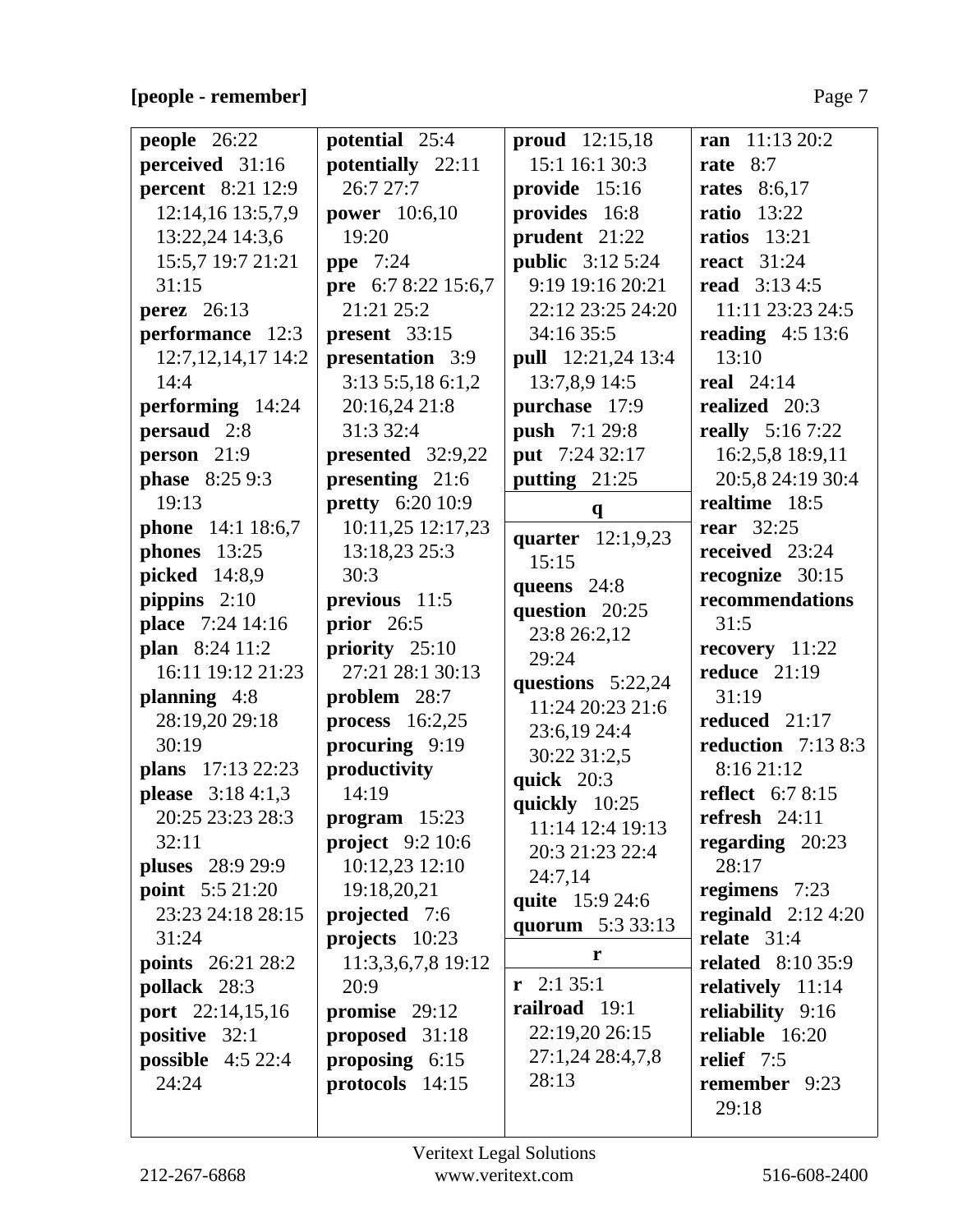**[people - remember]**

**people** 26:22
**perceived** 31:16
**percent** 8:21 12:9 12:14,16 13:5,7,9 13:22,24 14:3,6 15:5,7 19:7 21:21 31:15
**perez** 26:13
**performance** 12:3 12:7,12,14,17 14:2 14:4
**performing** 14:24
**persaud** 2:8
**person** 21:9
**phase** 8:25 9:3 19:13
**phone** 14:1 18:6,7
**phones** 13:25
**picked** 14:8,9
**pippins** 2:10
**place** 7:24 14:16
**plan** 8:24 11:2 16:11 19:12 21:23
**planning** 4:8 28:19,20 29:18 30:19
**plans** 17:13 22:23
**please** 3:18 4:1,3 20:25 23:23 28:3 32:11
**pluses** 28:9 29:9
**point** 5:5 21:20 23:23 24:18 28:15 31:24
**points** 26:21 28:2
**pollack** 28:3
**port** 22:14,15,16
**positive** 32:1
**possible** 4:5 22:4 24:24
**potential** 25:4
**potentially** 22:11 26:7 27:7
**power** 10:6,10 19:20
**ppe** 7:24
**pre** 6:7 8:22 15:6,7 21:21 25:2
**present** 33:15
**presentation** 3:9 3:13 5:5,18 6:1,2 20:16,24 21:8 31:3 32:4
**presented** 32:9,22
**presenting** 21:6
**pretty** 6:20 10:9 10:11,25 12:17,23 13:18,23 25:3 30:3
**previous** 11:5
**prior** 26:5
**priority** 25:10 27:21 28:1 30:13
**problem** 28:7
**process** 16:2,25
**procuring** 9:19
**productivity** 14:19
**program** 15:23
**project** 9:2 10:6 10:12,23 12:10 19:18,20,21
**projected** 7:6
**projects** 10:23 11:3,3,6,7,8 19:12 20:9
**promise** 29:12
**proposed** 31:18
**proposing** 6:15
**protocols** 14:15
**proud** 12:15,18 15:1 16:1 30:3
**provide** 15:16
**provides** 16:8
**prudent** 21:22
**public** 3:12 5:24 9:19 19:16 20:21 22:12 23:25 24:20 34:16 35:5
**pull** 12:21,24 13:4 13:7,8,9 14:5
**purchase** 17:9
**push** 7:1 29:8
**put** 7:24 32:17
**putting** 21:25

**q**

**quarter** 12:1,9,23 15:15
**queens** 24:8
**question** 20:25 23:8 26:2,12 29:24
**questions** 5:22,24 11:24 20:23 21:6 23:6,19 24:4 30:22 31:2,5
**quick** 20:3
**quickly** 10:25 11:14 12:4 19:13 20:3 21:23 22:4 24:7,14
**quite** 15:9 24:6
**quorum** 5:3 33:13

**r**

**r** 2:1 35:1
**railroad** 19:1 22:19,20 26:15 27:1,24 28:4,7,8 28:13
**ran** 11:13 20:2
**rate** 8:7
**rates** 8:6,17
**ratio** 13:22
**ratios** 13:21
**react** 31:24
**read** 3:13 4:5 11:11 23:23 24:5
**reading** 4:5 13:6 13:10
**real** 24:14
**realized** 20:3
**really** 5:16 7:22 16:2,5,8 18:9,11 20:5,8 24:19 30:4
**realtime** 18:5
**rear** 32:25
**received** 23:24
**recognize** 30:15
**recommendations** 31:5
**recovery** 11:22
**reduce** 21:19 31:19
**reduced** 21:17
**reduction** 7:13 8:3 8:16 21:12
**reflect** 6:7 8:15
**refresh** 24:11
**regarding** 20:23 28:17
**regimens** 7:23
**reginald** 2:12 4:20
**relate** 31:4
**related** 8:10 35:9
**relatively** 11:14
**reliability** 9:16
**reliable** 16:20
**relief** 7:5
**remember** 9:23 29:18

Veritext Legal Solutions
212-267-6868 www.veritext.com 516-608-2400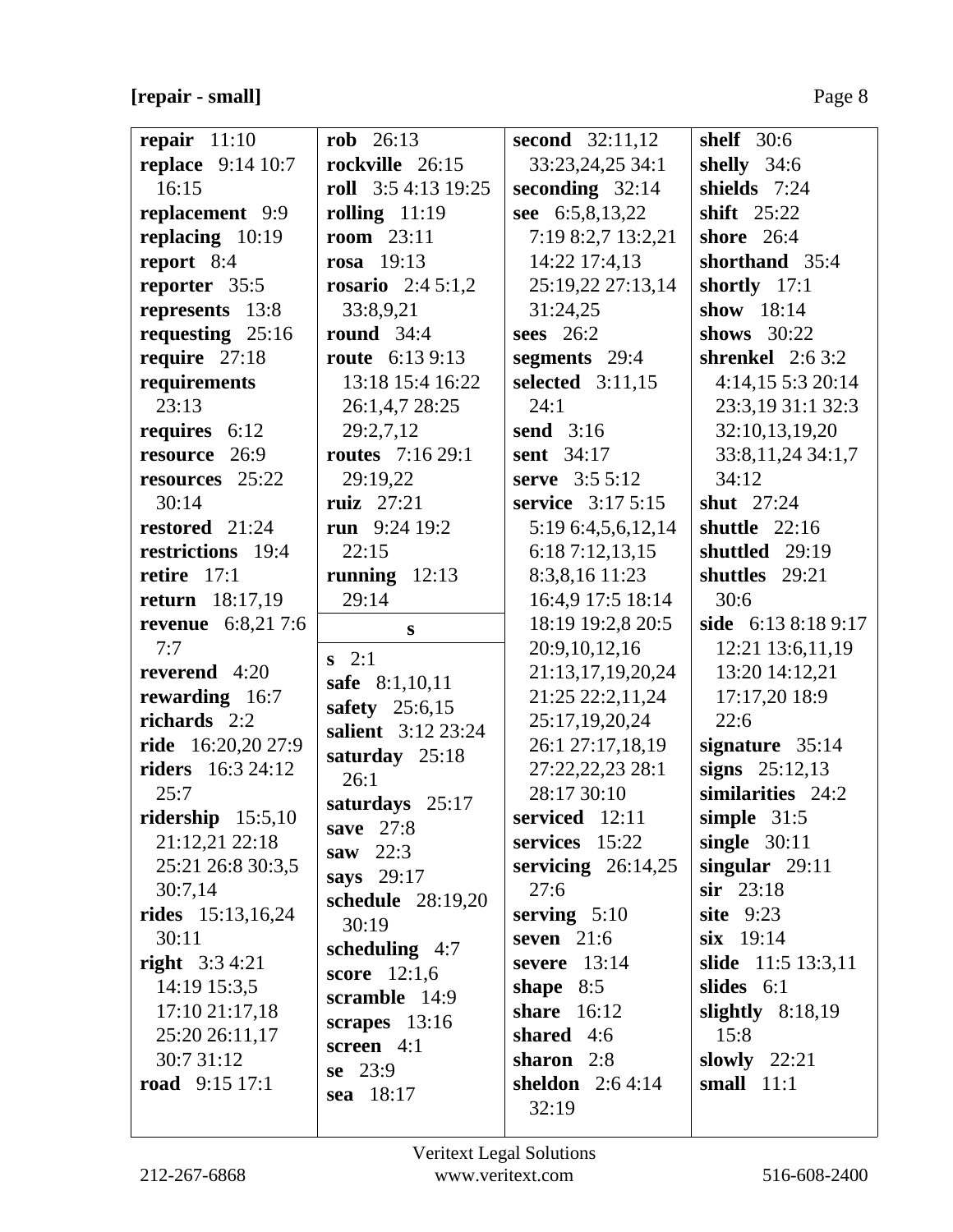**[repair - small]**

**repair** 11:10
**replace** 9:14 10:7 16:15
**replacement** 9:9
**replacing** 10:19
**report** 8:4
**reporter** 35:5
**represents** 13:8
**requesting** 25:16
**require** 27:18
**requirements** 23:13
**requires** 6:12
**resource** 26:9
**resources** 25:22 30:14
**restored** 21:24
**restrictions** 19:4
**retire** 17:1
**return** 18:17,19
**revenue** 6:8,21 7:6 7:7
**reverend** 4:20
**rewarding** 16:7
**richards** 2:2
**ride** 16:20,20 27:9
**riders** 16:3 24:12 25:7
**ridership** 15:5,10 21:12,21 22:18 25:21 26:8 30:3,5 30:7,14
**rides** 15:13,16,24 30:11
**right** 3:3 4:21 14:19 15:3,5 17:10 21:17,18 25:20 26:11,17 30:7 31:12
**road** 9:15 17:1
**rob** 26:13
**rockville** 26:15
**roll** 3:5 4:13 19:25
**rolling** 11:19
**room** 23:11
**rosa** 19:13
**rosario** 2:4 5:1,2 33:8,9,21
**round** 34:4
**route** 6:13 9:13 13:18 15:4 16:22 26:1,4,7 28:25 29:2,7,12
**routes** 7:16 29:1 29:19,22
**ruiz** 27:21
**run** 9:24 19:2 22:15
**running** 12:13 29:14

**s**

**s** 2:1
**safe** 8:1,10,11
**safety** 25:6,15
**salient** 3:12 23:24
**saturday** 25:18 26:1
**saturdays** 25:17
**save** 27:8
**saw** 22:3
**says** 29:17
**schedule** 28:19,20 30:19
**scheduling** 4:7
**score** 12:1,6
**scramble** 14:9
**scrapes** 13:16
**screen** 4:1
**se** 23:9
**sea** 18:17
**second** 32:11,12 33:23,24,25 34:1
**seconding** 32:14
**see** 6:5,8,13,22 7:19 8:2,7 13:2,21 14:22 17:4,13 25:19,22 27:13,14 31:24,25
**sees** 26:2
**segments** 29:4
**selected** 3:11,15 24:1
**send** 3:16
**sent** 34:17
**serve** 3:5 5:12
**service** 3:17 5:15 5:19 6:4,5,6,12,14 6:18 7:12,13,15 8:3,8,16 11:23 16:4,9 17:5 18:14 18:19 19:2,8 20:5 20:9,10,12,16 21:13,17,19,20,24 21:25 22:2,11,24 25:17,19,20,24 26:1 27:17,18,19 27:22,22,23 28:1 28:17 30:10
**serviced** 12:11
**services** 15:22
**servicing** 26:14,25 27:6
**serving** 5:10
**seven** 21:6
**severe** 13:14
**shape** 8:5
**share** 16:12
**shared** 4:6
**sharon** 2:8
**sheldon** 2:6 4:14 32:19
**shelf** 30:6
**shelly** 34:6
**shields** 7:24
**shift** 25:22
**shore** 26:4
**shorthand** 35:4
**shortly** 17:1
**show** 18:14
**shows** 30:22
**shrenkel** 2:6 3:2 4:14,15 5:3 20:14 23:3,19 31:1 32:3 32:10,13,19,20 33:8,11,24 34:1,7 34:12
**shut** 27:24
**shuttle** 22:16
**shuttled** 29:19
**shuttles** 29:21 30:6
**side** 6:13 8:18 9:17 12:21 13:6,11,19 13:20 14:12,21 17:17,20 18:9 22:6
**signature** 35:14
**signs** 25:12,13
**similarities** 24:2
**simple** 31:5
**single** 30:11
**singular** 29:11
**sir** 23:18
**site** 9:23
**six** 19:14
**slide** 11:5 13:3,11
**slides** 6:1
**slightly** 8:18,19 15:8
**slowly** 22:21
**small** 11:1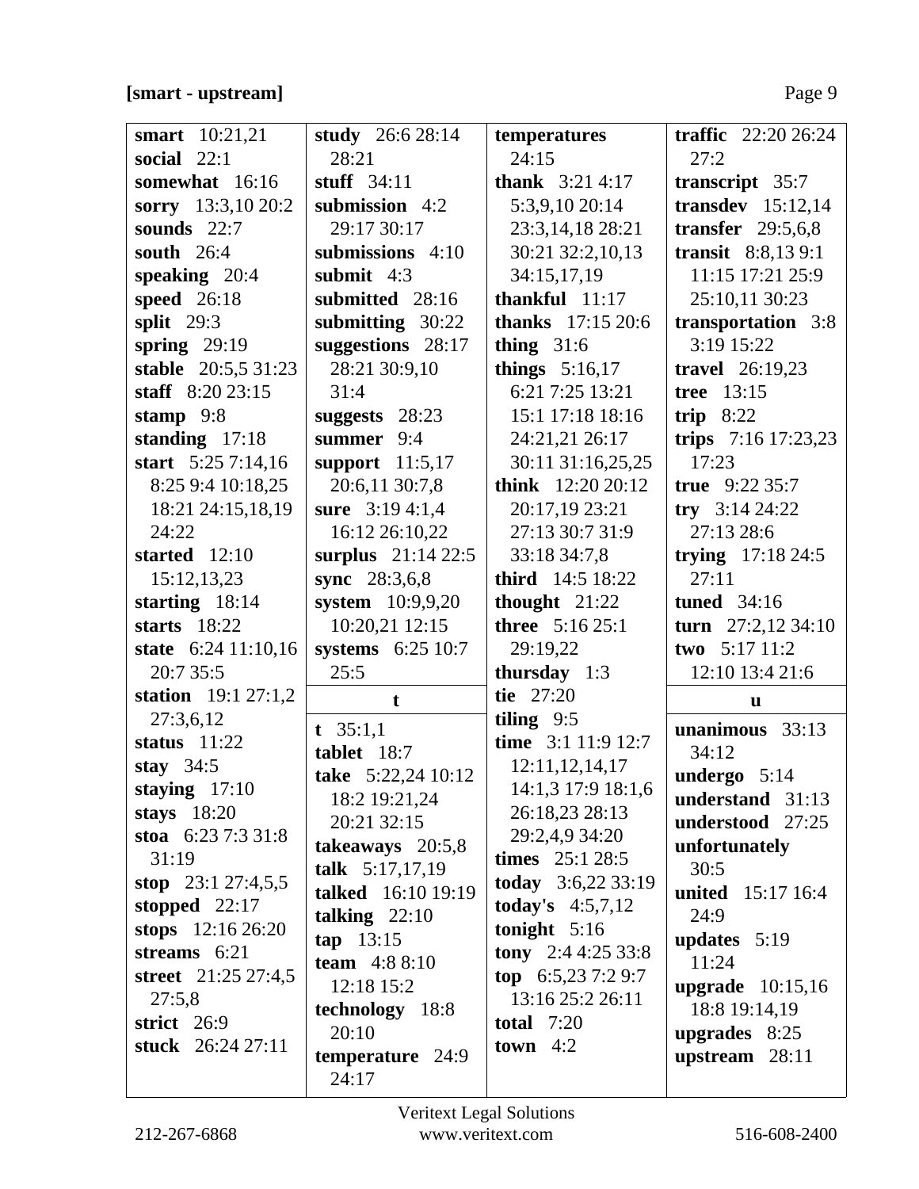**[smart - upstream]**

**smart** 10:21,21
**social** 22:1
**somewhat** 16:16
**sorry** 13:3,10 20:2
**sounds** 22:7
**south** 26:4
**speaking** 20:4
**speed** 26:18
**split** 29:3
**spring** 29:19
**stable** 20:5,5 31:23
**staff** 8:20 23:15
**stamp** 9:8
**standing** 17:18
**start** 5:25 7:14,16 8:25 9:4 10:18,25 18:21 24:15,18,19 24:22
**started** 12:10 15:12,13,23
**starting** 18:14
**starts** 18:22
**state** 6:24 11:10,16 20:7 35:5
**station** 19:1 27:1,2 27:3,6,12
**status** 11:22
**stay** 34:5
**staying** 17:10
**stays** 18:20
**stoa** 6:23 7:3 31:8 31:19
**stop** 23:1 27:4,5,5
**stopped** 22:17
**stops** 12:16 26:20
**streams** 6:21
**street** 21:25 27:4,5 27:5,8
**strict** 26:9
**stuck** 26:24 27:11
**study** 26:6 28:14 28:21
**stuff** 34:11
**submission** 4:2 29:17 30:17
**submissions** 4:10
**submit** 4:3
**submitted** 28:16
**submitting** 30:22
**suggestions** 28:17 28:21 30:9,10 31:4
**suggests** 28:23
**summer** 9:4
**support** 11:5,17 20:6,11 30:7,8
**sure** 3:19 4:1,4 16:12 26:10,22
**surplus** 21:14 22:5
**sync** 28:3,6,8
**system** 10:9,9,20 10:20,21 12:15
**systems** 6:25 10:7 25:5

**t**

**t** 35:1,1
**tablet** 18:7
**take** 5:22,24 10:12 18:2 19:21,24 20:21 32:15
**takeaways** 20:5,8
**talk** 5:17,17,19
**talked** 16:10 19:19
**talking** 22:10
**tap** 13:15
**team** 4:8 8:10 12:18 15:2
**technology** 18:8 20:10
**temperature** 24:9 24:17
**temperatures** 24:15
**thank** 3:21 4:17 5:3,9,10 20:14 23:3,14,18 28:21 30:21 32:2,10,13 34:15,17,19
**thankful** 11:17
**thanks** 17:15 20:6
**thing** 31:6
**things** 5:16,17 6:21 7:25 13:21 15:1 17:18 18:16 24:21,21 26:17 30:11 31:16,25,25
**think** 12:20 20:12 20:17,19 23:21 27:13 30:7 31:9 33:18 34:7,8
**third** 14:5 18:22
**thought** 21:22
**three** 5:16 25:1 29:19,22
**thursday** 1:3
**tie** 27:20
**tiling** 9:5
**time** 3:1 11:9 12:7 12:11,12,14,17 14:1,3 17:9 18:1,6 26:18,23 28:13 29:2,4,9 34:20
**times** 25:1 28:5
**today** 3:6,22 33:19
**today's** 4:5,7,12
**tonight** 5:16
**tony** 2:4 4:25 33:8
**top** 6:5,23 7:2 9:7 13:16 25:2 26:11
**total** 7:20
**town** 4:2
**traffic** 22:20 26:24 27:2
**transcript** 35:7
**transdev** 15:12,14
**transfer** 29:5,6,8
**transit** 8:8,13 9:1 11:15 17:21 25:9 25:10,11 30:23
**transportation** 3:8 3:19 15:22
**travel** 26:19,23
**tree** 13:15
**trip** 8:22
**trips** 7:16 17:23,23 17:23
**true** 9:22 35:7
**try** 3:14 24:22 27:13 28:6
**trying** 17:18 24:5 27:11
**tuned** 34:16
**turn** 27:2,12 34:10
**two** 5:17 11:2 12:10 13:4 21:6

**u**

**unanimous** 33:13 34:12
**undergo** 5:14
**understand** 31:13
**understood** 27:25
**unfortunately** 30:5
**united** 15:17 16:4 24:9
**updates** 5:19 11:24
**upgrade** 10:15,16 18:8 19:14,19
**upgrades** 8:25
**upstream** 28:11

Veritext Legal Solutions
212-267-6868 www.veritext.com 516-608-2400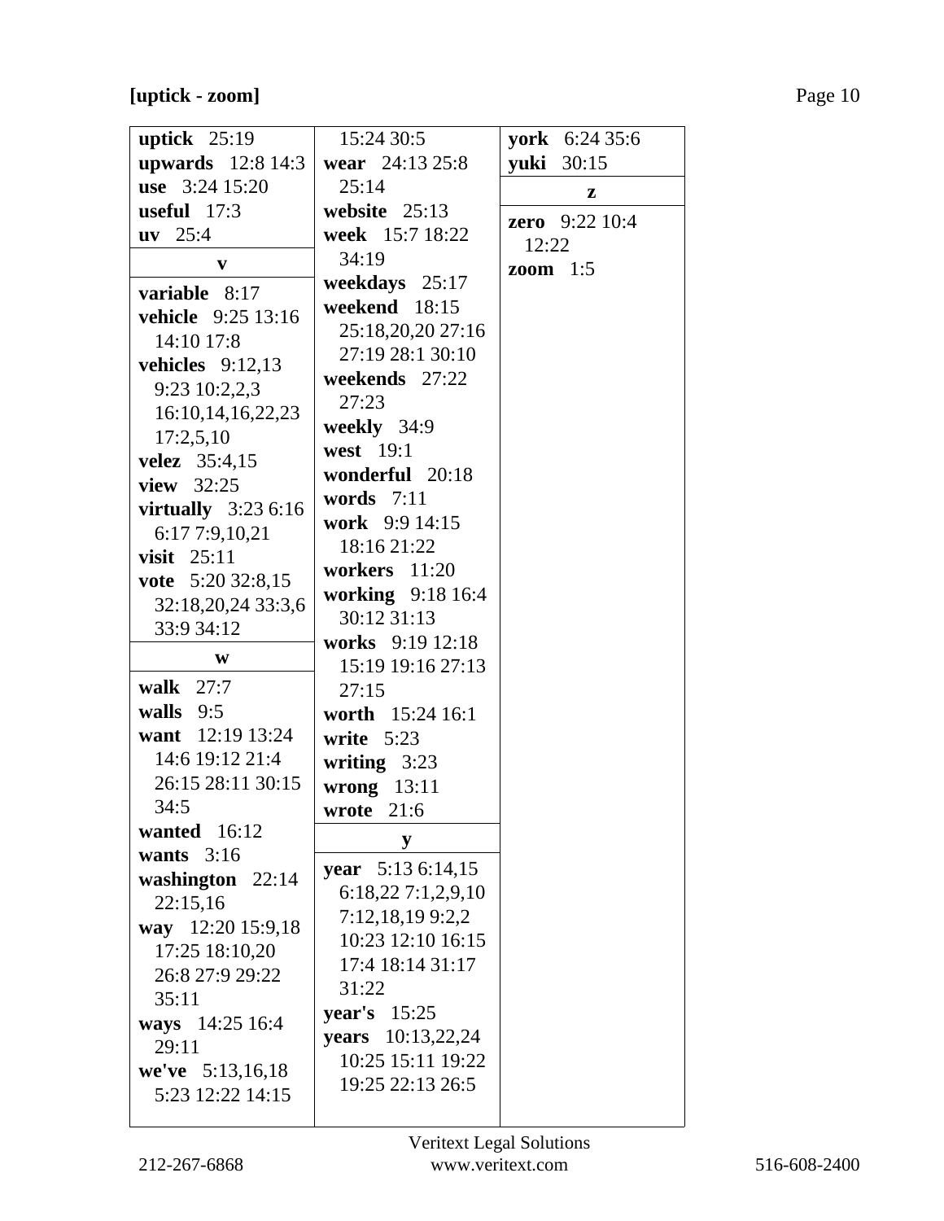**[uptick - zoom]**

**uptick** 25:19
**upwards** 12:8 14:3
**use** 3:24 15:20
**useful** 17:3
**uv** 25:4

**v**

**variable** 8:17
**vehicle** 9:25 13:16 14:10 17:8
**vehicles** 9:12,13 9:23 10:2,2,3 16:10,14,16,22,23 17:2,5,10
**velez** 35:4,15
**view** 32:25
**virtually** 3:23 6:16 6:17 7:9,10,21
**visit** 25:11
**vote** 5:20 32:8,15 32:18,20,24 33:3,6 33:9 34:12

**w**

**walk** 27:7
**walls** 9:5
**want** 12:19 13:24 14:6 19:12 21:4 26:15 28:11 30:15 34:5
**wanted** 16:12
**wants** 3:16
**washington** 22:14 22:15,16
**way** 12:20 15:9,18 17:25 18:10,20 26:8 27:9 29:22 35:11
**ways** 14:25 16:4 29:11
**we've** 5:13,16,18 5:23 12:22 14:15 15:24 30:5
**wear** 24:13 25:8 25:14
**website** 25:13
**week** 15:7 18:22 34:19
**weekdays** 25:17
**weekend** 18:15 25:18,20,20 27:16 27:19 28:1 30:10
**weekends** 27:22 27:23
**weekly** 34:9
**west** 19:1
**wonderful** 20:18
**words** 7:11
**work** 9:9 14:15 18:16 21:22
**workers** 11:20
**working** 9:18 16:4 30:12 31:13
**works** 9:19 12:18 15:19 19:16 27:13 27:15
**worth** 15:24 16:1
**write** 5:23
**writing** 3:23
**wrong** 13:11
**wrote** 21:6

**y**

**year** 5:13 6:14,15 6:18,22 7:1,2,9,10 7:12,18,19 9:2,2 10:23 12:10 16:15 17:4 18:14 31:17 31:22
**year's** 15:25
**years** 10:13,22,24 10:25 15:11 19:22 19:25 22:13 26:5
**york** 6:24 35:6
**yuki** 30:15

**z**

**zero** 9:22 10:4 12:22
**zoom** 1:5

Veritext Legal Solutions
212-267-6868 www.veritext.com 516-608-2400